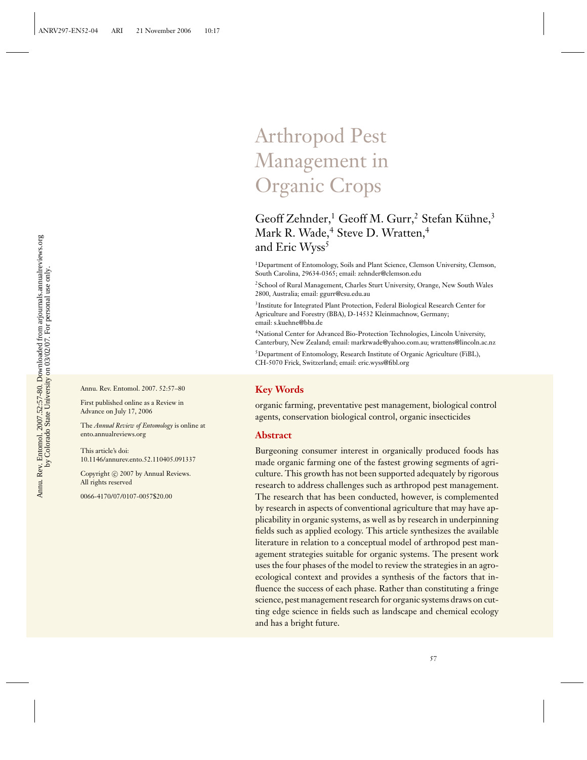# Arthropod Pest Management in Organic Crops

Geoff Zehnder,[1] Geoff M. Gurr,[2] Stefan Kühne,[3] Mark R. Wade,[4] Steve D. Wratten,[4] and Eric Wyss[5]

[1]Department of Entomology, Soils and Plant Science, Clemson University, Clemson, South Carolina, 29634-0365; email: zehnder@clemson.edu

[2]School of Rural Management, Charles Sturt University, Orange, New South Wales 2800, Australia; email: ggurr@csu.edu.au

[3]Institute for Integrated Plant Protection, Federal Biological Research Center for Agriculture and Forestry (BBA), D-14532 Kleinmachnow, Germany; email: s.kuehne@bba.de

[4]National Center for Advanced Bio-Protection Technologies, Lincoln University, Canterbury, New Zealand; email: markrwade@yahoo.com.au; wrattens@lincoln.ac.nz

[5]Department of Entomology, Research Institute of Organic Agriculture (FiBL), CH-5070 Frick, Switzerland; email: eric.wyss@fibl.org

Annu. Rev. Entomol. 2007. 52:57–80

First published online as a Review in Advance on July 17, 2006

The *Annual Review of Entomology* is online at ento.annualreviews.org

This article's doi: 10.1146/annurev.ento.52.110405.091337

Copyright © 2007 by Annual Reviews. All rights reserved

0066-4170/07/0107-0057$20.00

## Key Words

organic farming, preventative pest management, biological control agents, conservation biological control, organic insecticides

## Abstract

Burgeoning consumer interest in organically produced foods has made organic farming one of the fastest growing segments of agriculture. This growth has not been supported adequately by rigorous research to address challenges such as arthropod pest management. The research that has been conducted, however, is complemented by research in aspects of conventional agriculture that may have applicability in organic systems, as well as by research in underpinning fields such as applied ecology. This article synthesizes the available literature in relation to a conceptual model of arthropod pest management strategies suitable for organic systems. The present work uses the four phases of the model to review the strategies in an agroecological context and provides a synthesis of the factors that influence the success of each phase. Rather than constituting a fringe science, pest management research for organic systems draws on cutting edge science in fields such as landscape and chemical ecology and has a bright future.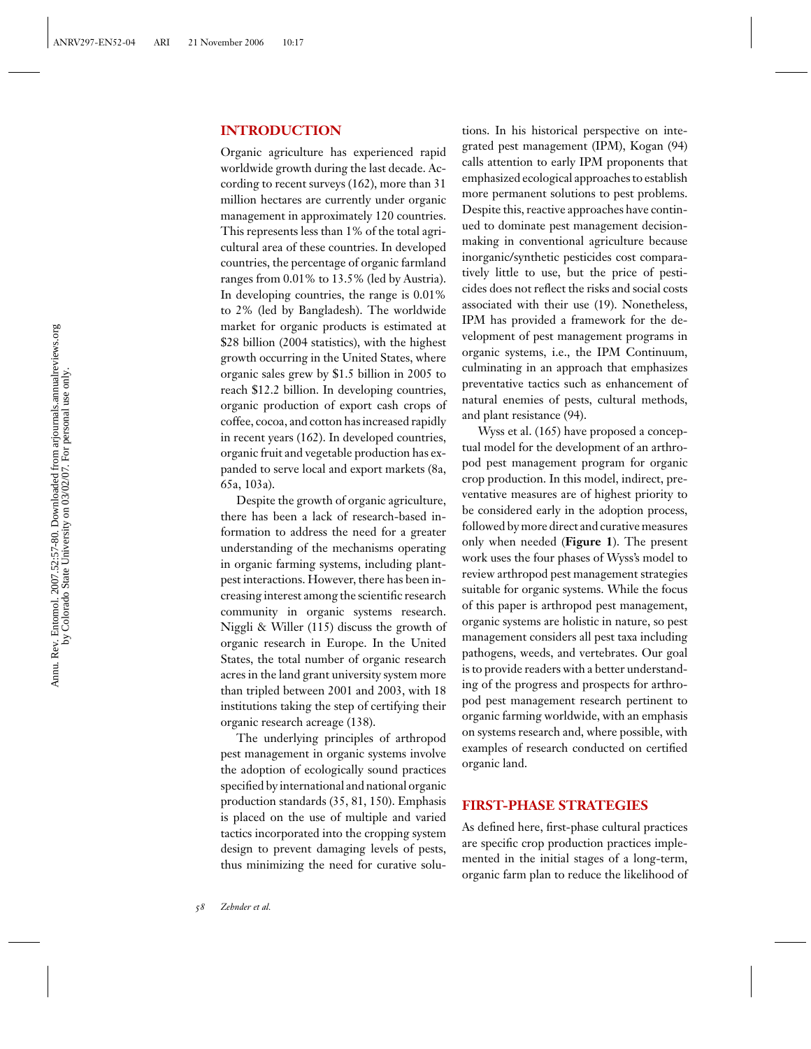## INTRODUCTION

Organic agriculture has experienced rapid worldwide growth during the last decade. According to recent surveys (162), more than 31 million hectares are currently under organic management in approximately 120 countries. This represents less than 1% of the total agricultural area of these countries. In developed countries, the percentage of organic farmland ranges from 0.01% to 13.5% (led by Austria). In developing countries, the range is 0.01% to 2% (led by Bangladesh). The worldwide market for organic products is estimated at $28 billion (2004 statistics), with the highest growth occurring in the United States, where organic sales grew by $1.5 billion in 2005 to reach $12.2 billion. In developing countries, organic production of export cash crops of coffee, cocoa, and cotton has increased rapidly in recent years (162). In developed countries, organic fruit and vegetable production has expanded to serve local and export markets (8a, 65a, 103a).

Despite the growth of organic agriculture, there has been a lack of research-based information to address the need for a greater understanding of the mechanisms operating in organic farming systems, including plant-pest interactions. However, there has been increasing interest among the scientific research community in organic systems research. Niggli & Willer (115) discuss the growth of organic research in Europe. In the United States, the total number of organic research acres in the land grant university system more than tripled between 2001 and 2003, with 18 institutions taking the step of certifying their organic research acreage (138).

The underlying principles of arthropod pest management in organic systems involve the adoption of ecologically sound practices specified by international and national organic production standards (35, 81, 150). Emphasis is placed on the use of multiple and varied tactics incorporated into the cropping system design to prevent damaging levels of pests, thus minimizing the need for curative solutions. In his historical perspective on integrated pest management (IPM), Kogan (94) calls attention to early IPM proponents that emphasized ecological approaches to establish more permanent solutions to pest problems. Despite this, reactive approaches have continued to dominate pest management decision-making in conventional agriculture because inorganic/synthetic pesticides cost comparatively little to use, but the price of pesticides does not reflect the risks and social costs associated with their use (19). Nonetheless, IPM has provided a framework for the development of pest management programs in organic systems, i.e., the IPM Continuum, culminating in an approach that emphasizes preventative tactics such as enhancement of natural enemies of pests, cultural methods, and plant resistance (94).

Wyss et al. (165) have proposed a conceptual model for the development of an arthropod pest management program for organic crop production. In this model, indirect, preventative measures are of highest priority to be considered early in the adoption process, followed by more direct and curative measures only when needed (**Figure 1**). The present work uses the four phases of Wyss's model to review arthropod pest management strategies suitable for organic systems. While the focus of this paper is arthropod pest management, organic systems are holistic in nature, so pest management considers all pest taxa including pathogens, weeds, and vertebrates. Our goal is to provide readers with a better understanding of the progress and prospects for arthropod pest management research pertinent to organic farming worldwide, with an emphasis on systems research and, where possible, with examples of research conducted on certified organic land.

## FIRST-PHASE STRATEGIES

As defined here, first-phase cultural practices are specific crop production practices implemented in the initial stages of a long-term, organic farm plan to reduce the likelihood of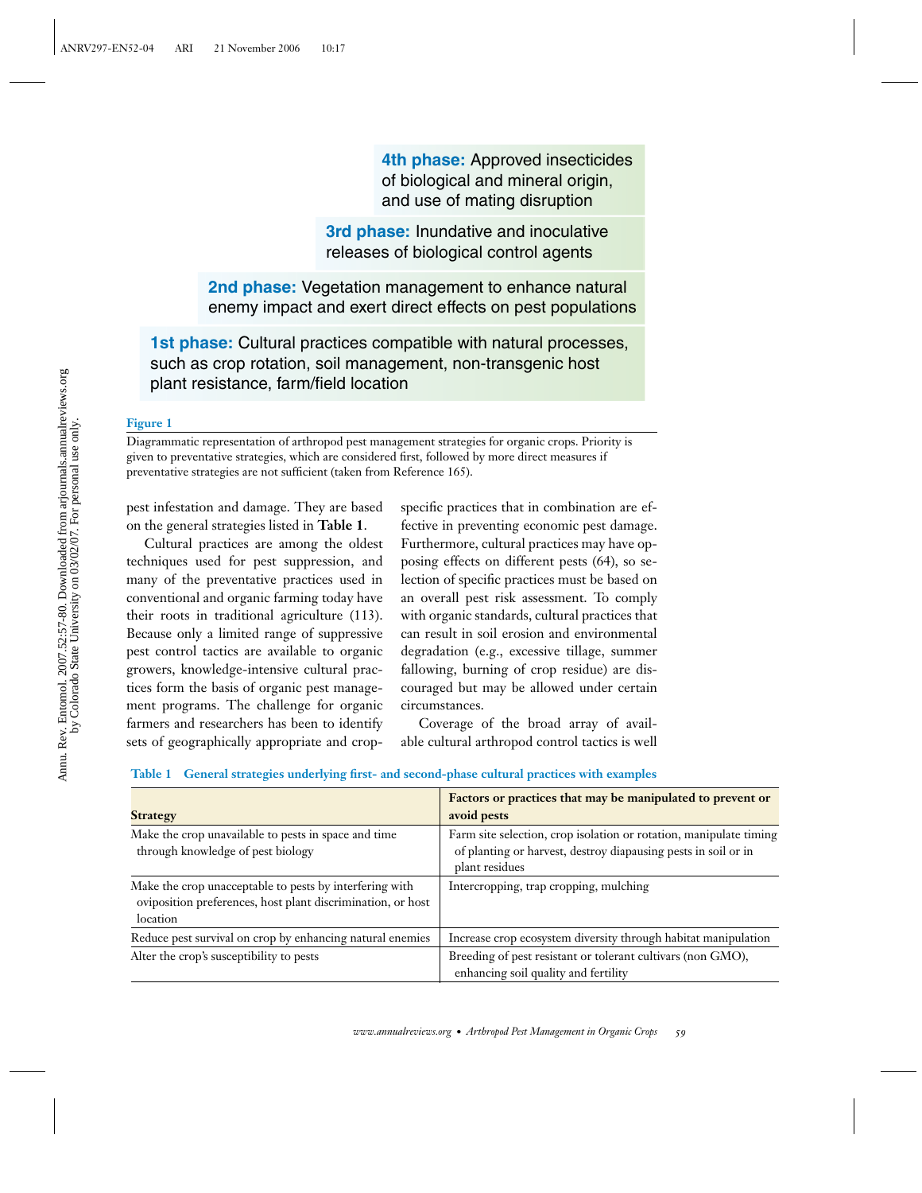4th phase: Approved insecticides of biological and mineral origin, and use of mating disruption

3rd phase: Inundative and inoculative releases of biological control agents

2nd phase: Vegetation management to enhance natural enemy impact and exert direct effects on pest populations

1st phase: Cultural practices compatible with natural processes, such as crop rotation, soil management, non-transgenic host plant resistance, farm/field location

**Figure 1**

Diagrammatic representation of arthropod pest management strategies for organic crops. Priority is given to preventative strategies, which are considered first, followed by more direct measures if preventative strategies are not sufficient (taken from Reference 165).

pest infestation and damage. They are based on the general strategies listed in **Table 1**.

Cultural practices are among the oldest techniques used for pest suppression, and many of the preventative practices used in conventional and organic farming today have their roots in traditional agriculture (113). Because only a limited range of suppressive pest control tactics are available to organic growers, knowledge-intensive cultural practices form the basis of organic pest management programs. The challenge for organic farmers and researchers has been to identify sets of geographically appropriate and crop-specific practices that in combination are effective in preventing economic pest damage. Furthermore, cultural practices may have opposing effects on different pests (64), so selection of specific practices must be based on an overall pest risk assessment. To comply with organic standards, cultural practices that can result in soil erosion and environmental degradation (e.g., excessive tillage, summer fallowing, burning of crop residue) are discouraged but may be allowed under certain circumstances.

Coverage of the broad array of available cultural arthropod control tactics is well

**Table 1 General strategies underlying first- and second-phase cultural practices with examples**

| Strategy | Factors or practices that may be manipulated to prevent or avoid pests |
|---|---|
| Make the crop unavailable to pests in space and time through knowledge of pest biology | Farm site selection, crop isolation or rotation, manipulate timing of planting or harvest, destroy diapausing pests in soil or in plant residues |
| Make the crop unacceptable to pests by interfering with oviposition preferences, host plant discrimination, or host location | Intercropping, trap cropping, mulching |
| Reduce pest survival on crop by enhancing natural enemies | Increase crop ecosystem diversity through habitat manipulation |
| Alter the crop's susceptibility to pests | Breeding of pest resistant or tolerant cultivars (non GMO), enhancing soil quality and fertility |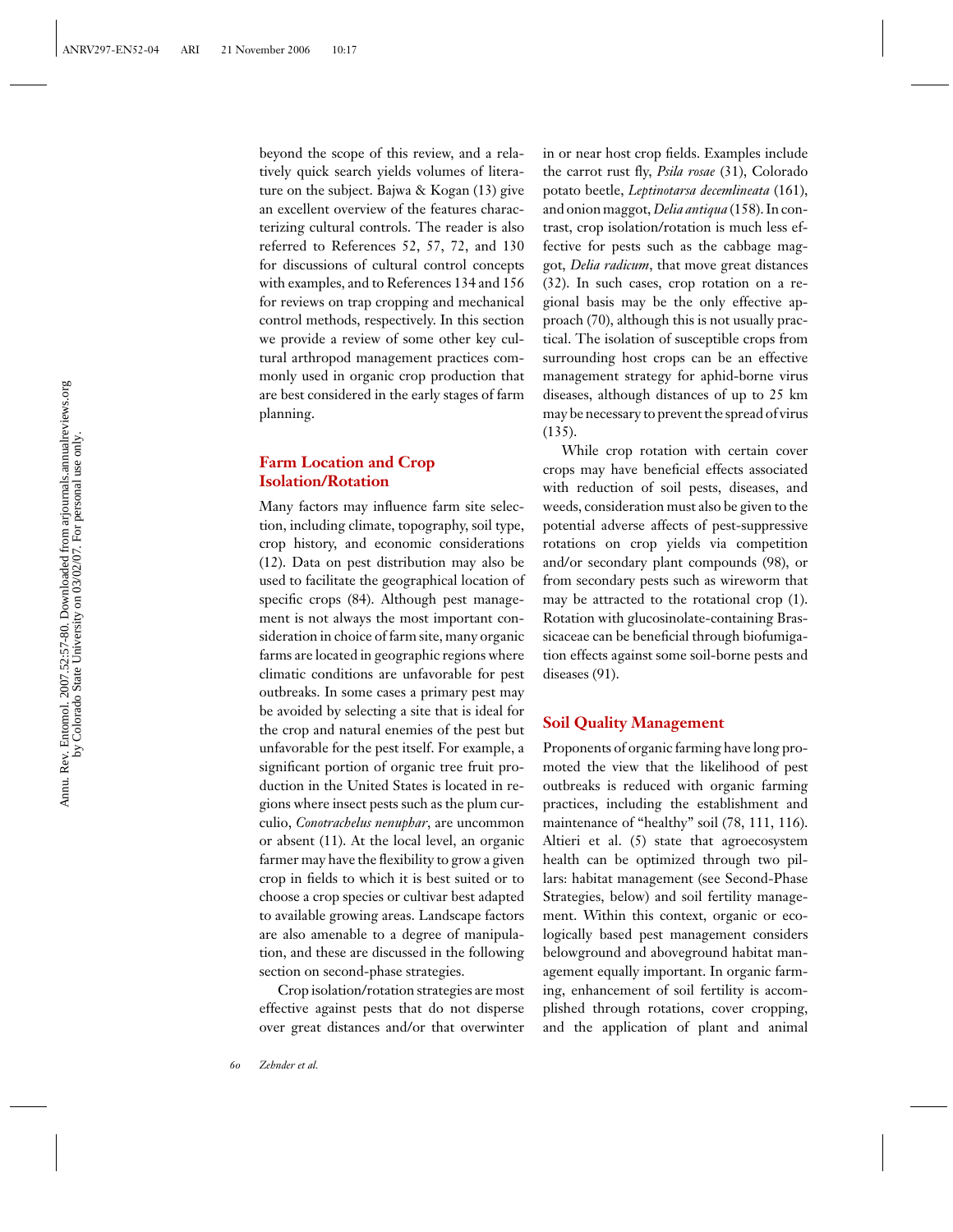beyond the scope of this review, and a relatively quick search yields volumes of literature on the subject. Bajwa & Kogan (13) give an excellent overview of the features characterizing cultural controls. The reader is also referred to References 52, 57, 72, and 130 for discussions of cultural control concepts with examples, and to References 134 and 156 for reviews on trap cropping and mechanical control methods, respectively. In this section we provide a review of some other key cultural arthropod management practices commonly used in organic crop production that are best considered in the early stages of farm planning.

## Farm Location and Crop Isolation/Rotation

Many factors may influence farm site selection, including climate, topography, soil type, crop history, and economic considerations (12). Data on pest distribution may also be used to facilitate the geographical location of specific crops (84). Although pest management is not always the most important consideration in choice of farm site, many organic farms are located in geographic regions where climatic conditions are unfavorable for pest outbreaks. In some cases a primary pest may be avoided by selecting a site that is ideal for the crop and natural enemies of the pest but unfavorable for the pest itself. For example, a significant portion of organic tree fruit production in the United States is located in regions where insect pests such as the plum curculio, *Conotrachelus nenuphar*, are uncommon or absent (11). At the local level, an organic farmer may have the flexibility to grow a given crop in fields to which it is best suited or to choose a crop species or cultivar best adapted to available growing areas. Landscape factors are also amenable to a degree of manipulation, and these are discussed in the following section on second-phase strategies.

Crop isolation/rotation strategies are most effective against pests that do not disperse over great distances and/or that overwinter in or near host crop fields. Examples include the carrot rust fly, *Psila rosae* (31), Colorado potato beetle, *Leptinotarsa decemlineata* (161), and onion maggot, *Delia antiqua* (158). In contrast, crop isolation/rotation is much less effective for pests such as the cabbage maggot, *Delia radicum*, that move great distances (32). In such cases, crop rotation on a regional basis may be the only effective approach (70), although this is not usually practical. The isolation of susceptible crops from surrounding host crops can be an effective management strategy for aphid-borne virus diseases, although distances of up to 25 km may be necessary to prevent the spread of virus (135).

While crop rotation with certain cover crops may have beneficial effects associated with reduction of soil pests, diseases, and weeds, consideration must also be given to the potential adverse affects of pest-suppressive rotations on crop yields via competition and/or secondary plant compounds (98), or from secondary pests such as wireworm that may be attracted to the rotational crop (1). Rotation with glucosinolate-containing Brassicaceae can be beneficial through biofumigation effects against some soil-borne pests and diseases (91).

## Soil Quality Management

Proponents of organic farming have long promoted the view that the likelihood of pest outbreaks is reduced with organic farming practices, including the establishment and maintenance of "healthy" soil (78, 111, 116). Altieri et al. (5) state that agroecosystem health can be optimized through two pillars: habitat management (see Second-Phase Strategies, below) and soil fertility management. Within this context, organic or ecologically based pest management considers belowground and aboveground habitat management equally important. In organic farming, enhancement of soil fertility is accomplished through rotations, cover cropping, and the application of plant and animal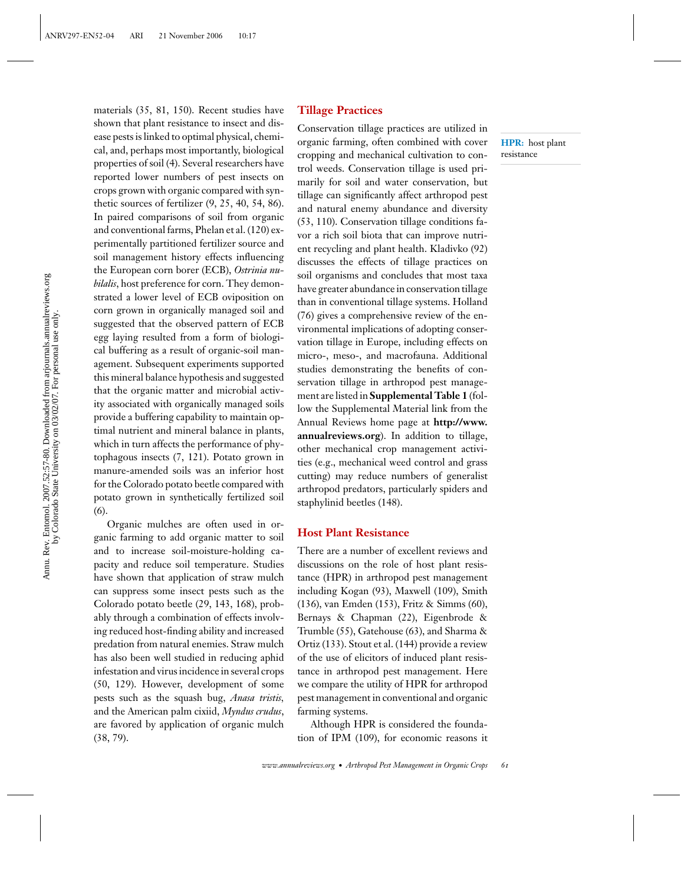materials (35, 81, 150). Recent studies have shown that plant resistance to insect and disease pests is linked to optimal physical, chemical, and, perhaps most importantly, biological properties of soil (4). Several researchers have reported lower numbers of pest insects on crops grown with organic compared with synthetic sources of fertilizer (9, 25, 40, 54, 86). In paired comparisons of soil from organic and conventional farms, Phelan et al. (120) experimentally partitioned fertilizer source and soil management history effects influencing the European corn borer (ECB), *Ostrinia nubilalis*, host preference for corn. They demonstrated a lower level of ECB oviposition on corn grown in organically managed soil and suggested that the observed pattern of ECB egg laying resulted from a form of biological buffering as a result of organic-soil management. Subsequent experiments supported this mineral balance hypothesis and suggested that the organic matter and microbial activity associated with organically managed soils provide a buffering capability to maintain optimal nutrient and mineral balance in plants, which in turn affects the performance of phytophagous insects (7, 121). Potato grown in manure-amended soils was an inferior host for the Colorado potato beetle compared with potato grown in synthetically fertilized soil (6).

Organic mulches are often used in organic farming to add organic matter to soil and to increase soil-moisture-holding capacity and reduce soil temperature. Studies have shown that application of straw mulch can suppress some insect pests such as the Colorado potato beetle (29, 143, 168), probably through a combination of effects involving reduced host-finding ability and increased predation from natural enemies. Straw mulch has also been well studied in reducing aphid infestation and virus incidence in several crops (50, 129). However, development of some pests such as the squash bug, *Anasa tristis*, and the American palm cixiid, *Myndus crudus*, are favored by application of organic mulch (38, 79).

## Tillage Practices

Conservation tillage practices are utilized in organic farming, often combined with cover cropping and mechanical cultivation to control weeds. Conservation tillage is used primarily for soil and water conservation, but tillage can significantly affect arthropod pest and natural enemy abundance and diversity (53, 110). Conservation tillage conditions favor a rich soil biota that can improve nutrient recycling and plant health. Kladivko (92) discusses the effects of tillage practices on soil organisms and concludes that most taxa have greater abundance in conservation tillage than in conventional tillage systems. Holland (76) gives a comprehensive review of the environmental implications of adopting conservation tillage in Europe, including effects on micro-, meso-, and macrofauna. Additional studies demonstrating the benefits of conservation tillage in arthropod pest management are listed in **Supplemental Table 1** (follow the Supplemental Material link from the Annual Reviews home page at **http://www.annualreviews.org**). In addition to tillage, other mechanical crop management activities (e.g., mechanical weed control and grass cutting) may reduce numbers of generalist arthropod predators, particularly spiders and staphylinid beetles (148).

## Host Plant Resistance

**HPR:** host plant resistance

There are a number of excellent reviews and discussions on the role of host plant resistance (HPR) in arthropod pest management including Kogan (93), Maxwell (109), Smith (136), van Emden (153), Fritz & Simms (60), Bernays & Chapman (22), Eigenbrode & Trumble (55), Gatehouse (63), and Sharma & Ortiz (133). Stout et al. (144) provide a review of the use of elicitors of induced plant resistance in arthropod pest management. Here we compare the utility of HPR for arthropod pest management in conventional and organic farming systems.

Although HPR is considered the foundation of IPM (109), for economic reasons it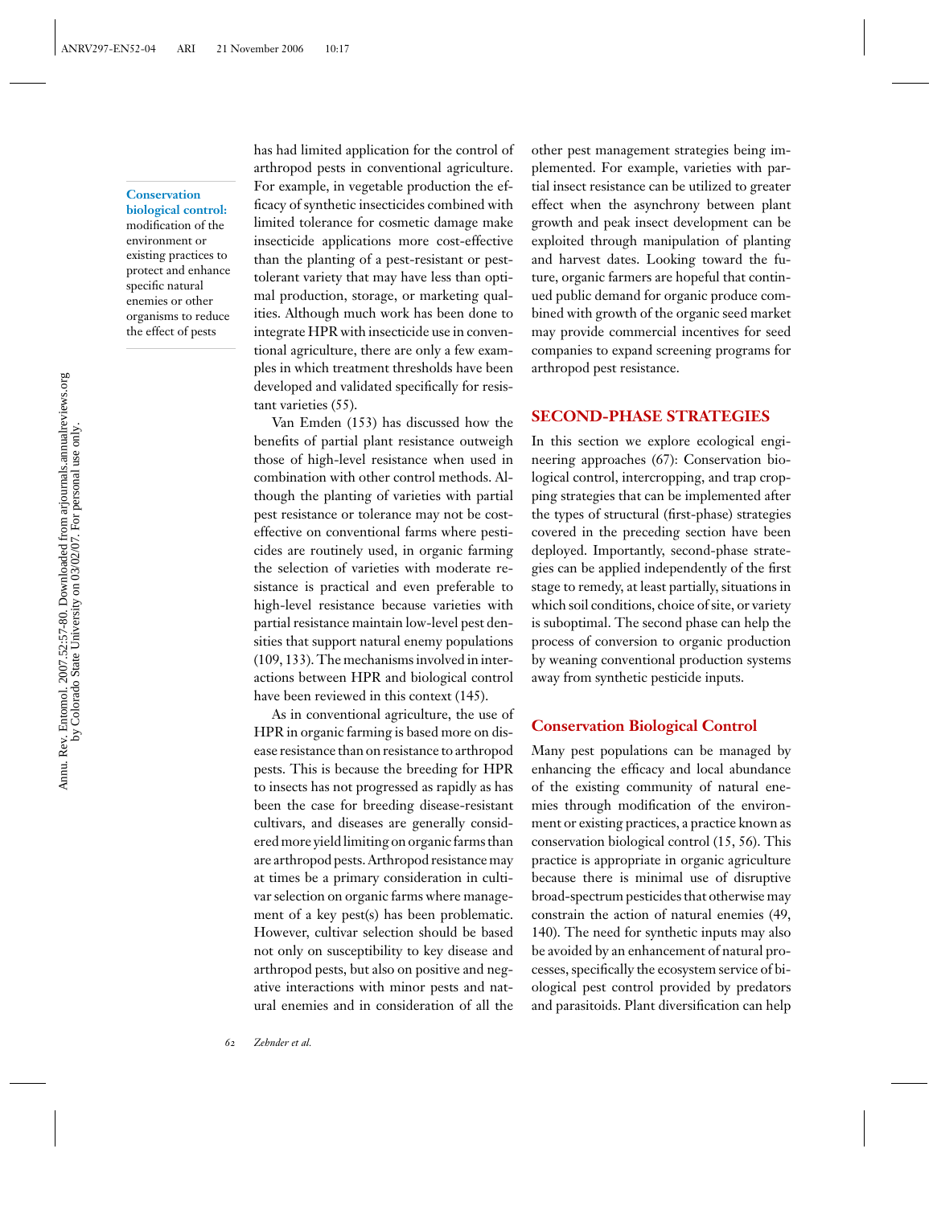**Conservation biological control:** modification of the environment or existing practices to protect and enhance specific natural enemies or other organisms to reduce the effect of pests

has had limited application for the control of arthropod pests in conventional agriculture. For example, in vegetable production the efficacy of synthetic insecticides combined with limited tolerance for cosmetic damage make insecticide applications more cost-effective than the planting of a pest-resistant or pest-tolerant variety that may have less than optimal production, storage, or marketing qualities. Although much work has been done to integrate HPR with insecticide use in conventional agriculture, there are only a few examples in which treatment thresholds have been developed and validated specifically for resistant varieties (55).

Van Emden (153) has discussed how the benefits of partial plant resistance outweigh those of high-level resistance when used in combination with other control methods. Although the planting of varieties with partial pest resistance or tolerance may not be cost-effective on conventional farms where pesticides are routinely used, in organic farming the selection of varieties with moderate resistance is practical and even preferable to high-level resistance because varieties with partial resistance maintain low-level pest densities that support natural enemy populations (109, 133). The mechanisms involved in interactions between HPR and biological control have been reviewed in this context (145).

As in conventional agriculture, the use of HPR in organic farming is based more on disease resistance than on resistance to arthropod pests. This is because the breeding for HPR to insects has not progressed as rapidly as has been the case for breeding disease-resistant cultivars, and diseases are generally considered more yield limiting on organic farms than are arthropod pests. Arthropod resistance may at times be a primary consideration in cultivar selection on organic farms where management of a key pest(s) has been problematic. However, cultivar selection should be based not only on susceptibility to key disease and arthropod pests, but also on positive and negative interactions with minor pests and natural enemies and in consideration of all the other pest management strategies being implemented. For example, varieties with partial insect resistance can be utilized to greater effect when the asynchrony between plant growth and peak insect development can be exploited through manipulation of planting and harvest dates. Looking toward the future, organic farmers are hopeful that continued public demand for organic produce combined with growth of the organic seed market may provide commercial incentives for seed companies to expand screening programs for arthropod pest resistance.

## SECOND-PHASE STRATEGIES

In this section we explore ecological engineering approaches (67): Conservation biological control, intercropping, and trap cropping strategies that can be implemented after the types of structural (first-phase) strategies covered in the preceding section have been deployed. Importantly, second-phase strategies can be applied independently of the first stage to remedy, at least partially, situations in which soil conditions, choice of site, or variety is suboptimal. The second phase can help the process of conversion to organic production by weaning conventional production systems away from synthetic pesticide inputs.

### Conservation Biological Control

Many pest populations can be managed by enhancing the efficacy and local abundance of the existing community of natural enemies through modification of the environment or existing practices, a practice known as conservation biological control (15, 56). This practice is appropriate in organic agriculture because there is minimal use of disruptive broad-spectrum pesticides that otherwise may constrain the action of natural enemies (49, 140). The need for synthetic inputs may also be avoided by an enhancement of natural processes, specifically the ecosystem service of biological pest control provided by predators and parasitoids. Plant diversification can help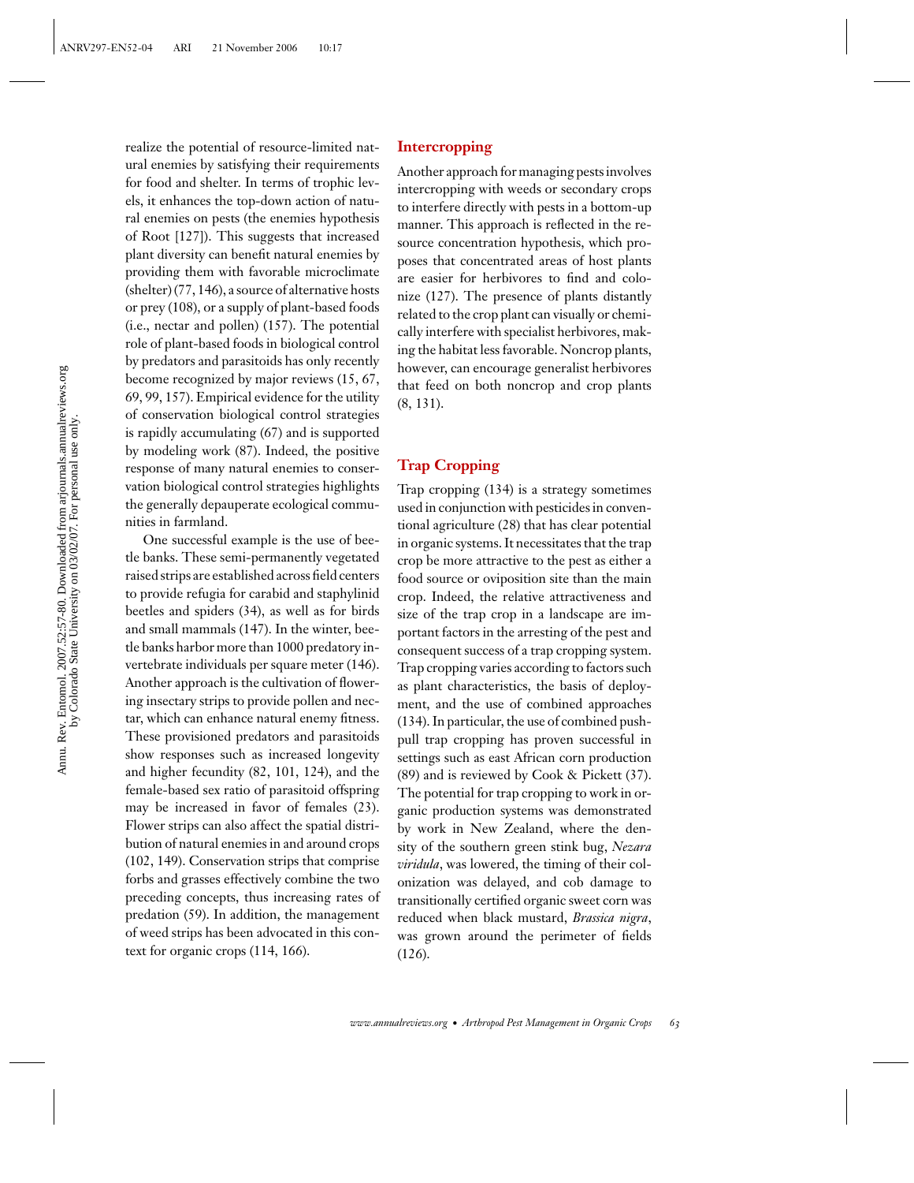realize the potential of resource-limited natural enemies by satisfying their requirements for food and shelter. In terms of trophic levels, it enhances the top-down action of natural enemies on pests (the enemies hypothesis of Root [127]). This suggests that increased plant diversity can benefit natural enemies by providing them with favorable microclimate (shelter) (77, 146), a source of alternative hosts or prey (108), or a supply of plant-based foods (i.e., nectar and pollen) (157). The potential role of plant-based foods in biological control by predators and parasitoids has only recently become recognized by major reviews (15, 67, 69, 99, 157). Empirical evidence for the utility of conservation biological control strategies is rapidly accumulating (67) and is supported by modeling work (87). Indeed, the positive response of many natural enemies to conservation biological control strategies highlights the generally depauperate ecological communities in farmland.

One successful example is the use of beetle banks. These semi-permanently vegetated raised strips are established across field centers to provide refugia for carabid and staphylinid beetles and spiders (34), as well as for birds and small mammals (147). In the winter, beetle banks harbor more than 1000 predatory invertebrate individuals per square meter (146). Another approach is the cultivation of flowering insectary strips to provide pollen and nectar, which can enhance natural enemy fitness. These provisioned predators and parasitoids show responses such as increased longevity and higher fecundity (82, 101, 124), and the female-based sex ratio of parasitoid offspring may be increased in favor of females (23). Flower strips can also affect the spatial distribution of natural enemies in and around crops (102, 149). Conservation strips that comprise forbs and grasses effectively combine the two preceding concepts, thus increasing rates of predation (59). In addition, the management of weed strips has been advocated in this context for organic crops (114, 166).

## Intercropping

Another approach for managing pests involves intercropping with weeds or secondary crops to interfere directly with pests in a bottom-up manner. This approach is reflected in the resource concentration hypothesis, which proposes that concentrated areas of host plants are easier for herbivores to find and colonize (127). The presence of plants distantly related to the crop plant can visually or chemically interfere with specialist herbivores, making the habitat less favorable. Noncrop plants, however, can encourage generalist herbivores that feed on both noncrop and crop plants (8, 131).

## Trap Cropping

Trap cropping (134) is a strategy sometimes used in conjunction with pesticides in conventional agriculture (28) that has clear potential in organic systems. It necessitates that the trap crop be more attractive to the pest as either a food source or oviposition site than the main crop. Indeed, the relative attractiveness and size of the trap crop in a landscape are important factors in the arresting of the pest and consequent success of a trap cropping system. Trap cropping varies according to factors such as plant characteristics, the basis of deployment, and the use of combined approaches (134). In particular, the use of combined push-pull trap cropping has proven successful in settings such as east African corn production (89) and is reviewed by Cook & Pickett (37). The potential for trap cropping to work in organic production systems was demonstrated by work in New Zealand, where the density of the southern green stink bug, *Nezara viridula*, was lowered, the timing of their colonization was delayed, and cob damage to transitionally certified organic sweet corn was reduced when black mustard, *Brassica nigra*, was grown around the perimeter of fields (126).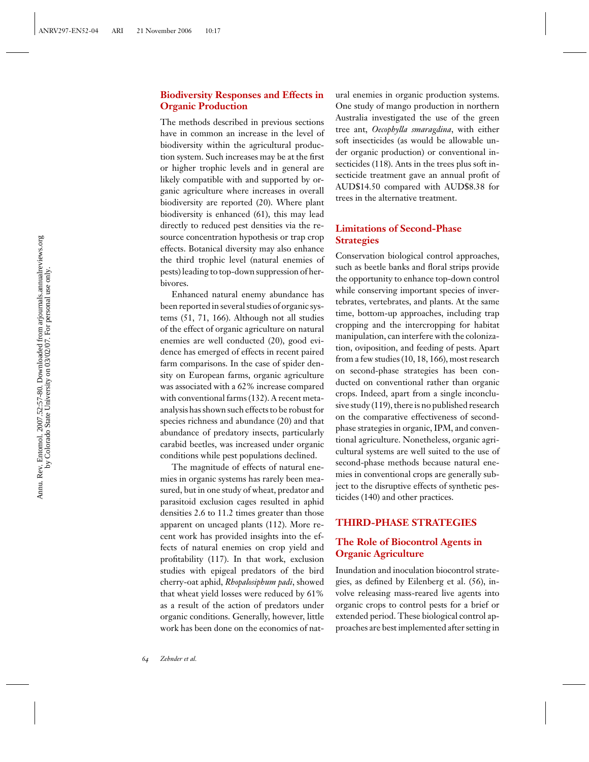## Biodiversity Responses and Effects in Organic Production

The methods described in previous sections have in common an increase in the level of biodiversity within the agricultural production system. Such increases may be at the first or higher trophic levels and in general are likely compatible with and supported by organic agriculture where increases in overall biodiversity are reported (20). Where plant biodiversity is enhanced (61), this may lead directly to reduced pest densities via the resource concentration hypothesis or trap crop effects. Botanical diversity may also enhance the third trophic level (natural enemies of pests) leading to top-down suppression of herbivores.

Enhanced natural enemy abundance has been reported in several studies of organic systems (51, 71, 166). Although not all studies of the effect of organic agriculture on natural enemies are well conducted (20), good evidence has emerged of effects in recent paired farm comparisons. In the case of spider density on European farms, organic agriculture was associated with a 62% increase compared with conventional farms (132). A recent meta-analysis has shown such effects to be robust for species richness and abundance (20) and that abundance of predatory insects, particularly carabid beetles, was increased under organic conditions while pest populations declined.

The magnitude of effects of natural enemies in organic systems has rarely been measured, but in one study of wheat, predator and parasitoid exclusion cages resulted in aphid densities 2.6 to 11.2 times greater than those apparent on uncaged plants (112). More recent work has provided insights into the effects of natural enemies on crop yield and profitability (117). In that work, exclusion studies with epigeal predators of the bird cherry-oat aphid, *Rhopalosiphum padi*, showed that wheat yield losses were reduced by 61% as a result of the action of predators under organic conditions. Generally, however, little work has been done on the economics of natural enemies in organic production systems. One study of mango production in northern Australia investigated the use of the green tree ant, *Oecophylla smaragdina*, with either soft insecticides (as would be allowable under organic production) or conventional insecticides (118). Ants in the trees plus soft insecticide treatment gave an annual profit of AUD$14.50 compared with AUD$8.38 for trees in the alternative treatment.

## Limitations of Second-Phase Strategies

Conservation biological control approaches, such as beetle banks and floral strips provide the opportunity to enhance top-down control while conserving important species of invertebrates, vertebrates, and plants. At the same time, bottom-up approaches, including trap cropping and the intercropping for habitat manipulation, can interfere with the colonization, oviposition, and feeding of pests. Apart from a few studies (10, 18, 166), most research on second-phase strategies has been conducted on conventional rather than organic crops. Indeed, apart from a single inconclusive study (119), there is no published research on the comparative effectiveness of second-phase strategies in organic, IPM, and conventional agriculture. Nonetheless, organic agricultural systems are well suited to the use of second-phase methods because natural enemies in conventional crops are generally subject to the disruptive effects of synthetic pesticides (140) and other practices.

# THIRD-PHASE STRATEGIES

## The Role of Biocontrol Agents in Organic Agriculture

Inundation and inoculation biocontrol strategies, as defined by Eilenberg et al. (56), involve releasing mass-reared live agents into organic crops to control pests for a brief or extended period. These biological control approaches are best implemented after setting in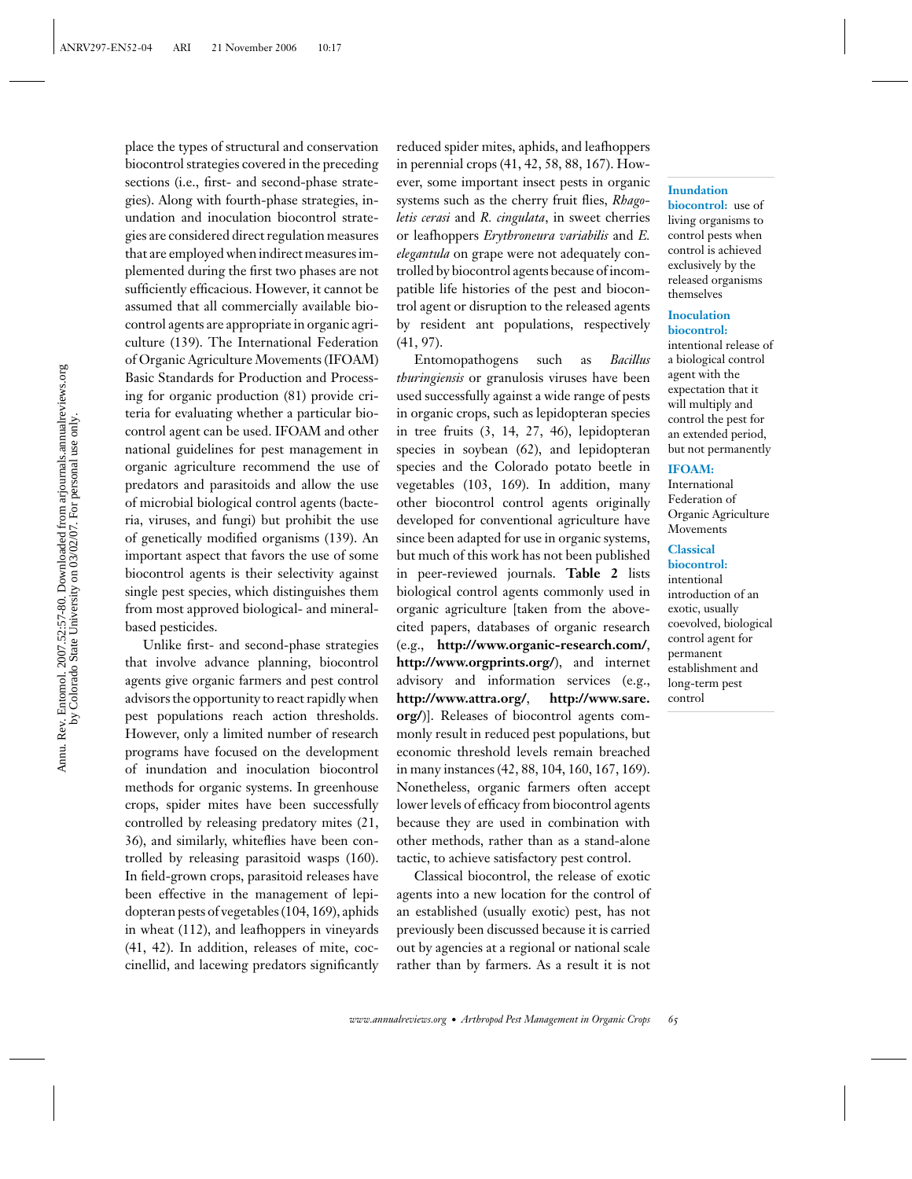place the types of structural and conservation biocontrol strategies covered in the preceding sections (i.e., first- and second-phase strategies). Along with fourth-phase strategies, inundation and inoculation biocontrol strategies are considered direct regulation measures that are employed when indirect measures implemented during the first two phases are not sufficiently efficacious. However, it cannot be assumed that all commercially available biocontrol agents are appropriate in organic agriculture (139). The International Federation of Organic Agriculture Movements (IFOAM) Basic Standards for Production and Processing for organic production (81) provide criteria for evaluating whether a particular biocontrol agent can be used. IFOAM and other national guidelines for pest management in organic agriculture recommend the use of predators and parasitoids and allow the use of microbial biological control agents (bacteria, viruses, and fungi) but prohibit the use of genetically modified organisms (139). An important aspect that favors the use of some biocontrol agents is their selectivity against single pest species, which distinguishes them from most approved biological- and mineral-based pesticides.

Unlike first- and second-phase strategies that involve advance planning, biocontrol agents give organic farmers and pest control advisors the opportunity to react rapidly when pest populations reach action thresholds. However, only a limited number of research programs have focused on the development of inundation and inoculation biocontrol methods for organic systems. In greenhouse crops, spider mites have been successfully controlled by releasing predatory mites (21, 36), and similarly, whiteflies have been controlled by releasing parasitoid wasps (160). In field-grown crops, parasitoid releases have been effective in the management of lepidopteran pests of vegetables (104, 169), aphids in wheat (112), and leafhoppers in vineyards (41, 42). In addition, releases of mite, coccinellid, and lacewing predators significantly reduced spider mites, aphids, and leafhoppers in perennial crops (41, 42, 58, 88, 167). However, some important insect pests in organic systems such as the cherry fruit flies, *Rhagoletis cerasi* and *R. cingulata*, in sweet cherries or leafhoppers *Erythroneura variabilis* and *E. elegantula* on grape were not adequately controlled by biocontrol agents because of incompatible life histories of the pest and biocontrol agent or disruption to the released agents by resident ant populations, respectively (41, 97).

Entomopathogens such as *Bacillus thuringiensis* or granulosis viruses have been used successfully against a wide range of pests in organic crops, such as lepidopteran species in tree fruits (3, 14, 27, 46), lepidopteran species in soybean (62), and lepidopteran species and the Colorado potato beetle in vegetables (103, 169). In addition, many other biocontrol control agents originally developed for conventional agriculture have since been adapted for use in organic systems, but much of this work has not been published in peer-reviewed journals. **Table 2** lists biological control agents commonly used in organic agriculture [taken from the above-cited papers, databases of organic research (e.g., **http://www.organic-research.com/**, **http://www.orgprints.org/**), and internet advisory and information services (e.g., **http://www.attra.org/**, **http://www.sare.org/**)]. Releases of biocontrol agents commonly result in reduced pest populations, but economic threshold levels remain breached in many instances (42, 88, 104, 160, 167, 169). Nonetheless, organic farmers often accept lower levels of efficacy from biocontrol agents because they are used in combination with other methods, rather than as a stand-alone tactic, to achieve satisfactory pest control.

Classical biocontrol, the release of exotic agents into a new location for the control of an established (usually exotic) pest, has not previously been discussed because it is carried out by agencies at a regional or national scale rather than by farmers. As a result it is not

**Inundation biocontrol:** use of living organisms to control pests when control is achieved exclusively by the released organisms themselves

**Inoculation biocontrol:** intentional release of a biological control agent with the expectation that it will multiply and control the pest for an extended period, but not permanently

**IFOAM:** International Federation of Organic Agriculture Movements

**Classical biocontrol:** intentional introduction of an exotic, usually coevolved, biological control agent for permanent establishment and long-term pest control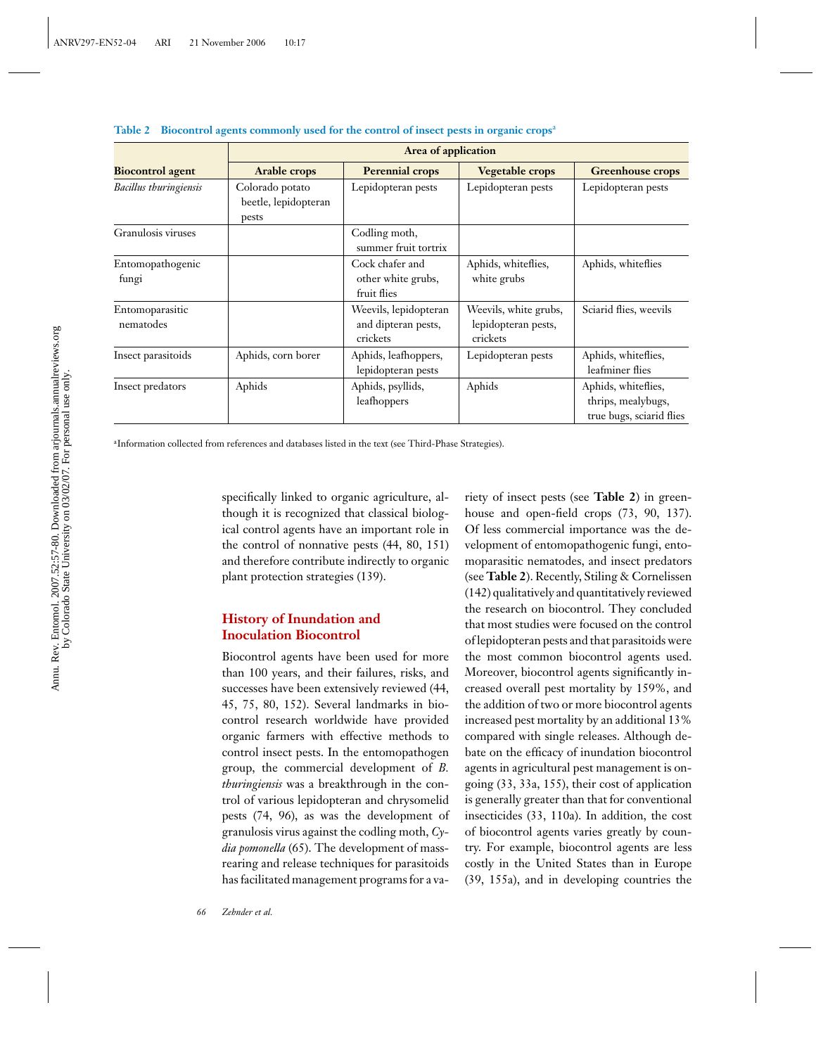**Table 2 Biocontrol agents commonly used for the control of insect pests in organic crops[a]**

| | Area of application | | | |
|---|---|---|---|---|
| **Biocontrol agent** | **Arable crops** | **Perennial crops** | **Vegetable crops** | **Greenhouse crops** |
| *Bacillus thuringiensis* | Colorado potato beetle, lepidopteran pests | Lepidopteran pests | Lepidopteran pests | Lepidopteran pests |
| Granulosis viruses | | Codling moth, summer fruit tortrix | | |
| Entomopathogenic fungi | | Cock chafer and other white grubs, fruit flies | Aphids, whiteflies, white grubs | Aphids, whiteflies |
| Entomoparasitic nematodes | | Weevils, lepidopteran and dipteran pests, crickets | Weevils, white grubs, lepidopteran pests, crickets | Sciarid flies, weevils |
| Insect parasitoids | Aphids, corn borer | Aphids, leafhoppers, lepidopteran pests | Lepidopteran pests | Aphids, whiteflies, leafminer flies |
| Insect predators | Aphids | Aphids, psyllids, leafhoppers | Aphids | Aphids, whiteflies, thrips, mealybugs, true bugs, sciarid flies |

[a]Information collected from references and databases listed in the text (see Third-Phase Strategies).

specifically linked to organic agriculture, although it is recognized that classical biological control agents have an important role in the control of nonnative pests (44, 80, 151) and therefore contribute indirectly to organic plant protection strategies (139).

## History of Inundation and Inoculation Biocontrol

Biocontrol agents have been used for more than 100 years, and their failures, risks, and successes have been extensively reviewed (44, 45, 75, 80, 152). Several landmarks in biocontrol research worldwide have provided organic farmers with effective methods to control insect pests. In the entomopathogen group, the commercial development of *B. thuringiensis* was a breakthrough in the control of various lepidopteran and chrysomelid pests (74, 96), as was the development of granulosis virus against the codling moth, *Cydia pomonella* (65). The development of mass-rearing and release techniques for parasitoids has facilitated management programs for a variety of insect pests (see **Table 2**) in greenhouse and open-field crops (73, 90, 137). Of less commercial importance was the development of entomopathogenic fungi, entomoparasitic nematodes, and insect predators (see **Table 2**). Recently, Stiling & Cornelissen (142) qualitatively and quantitatively reviewed the research on biocontrol. They concluded that most studies were focused on the control of lepidopteran pests and that parasitoids were the most common biocontrol agents used. Moreover, biocontrol agents significantly increased overall pest mortality by 159%, and the addition of two or more biocontrol agents increased pest mortality by an additional 13% compared with single releases. Although debate on the efficacy of inundation biocontrol agents in agricultural pest management is ongoing (33, 33a, 155), their cost of application is generally greater than that for conventional insecticides (33, 110a). In addition, the cost of biocontrol agents varies greatly by country. For example, biocontrol agents are less costly in the United States than in Europe (39, 155a), and in developing countries the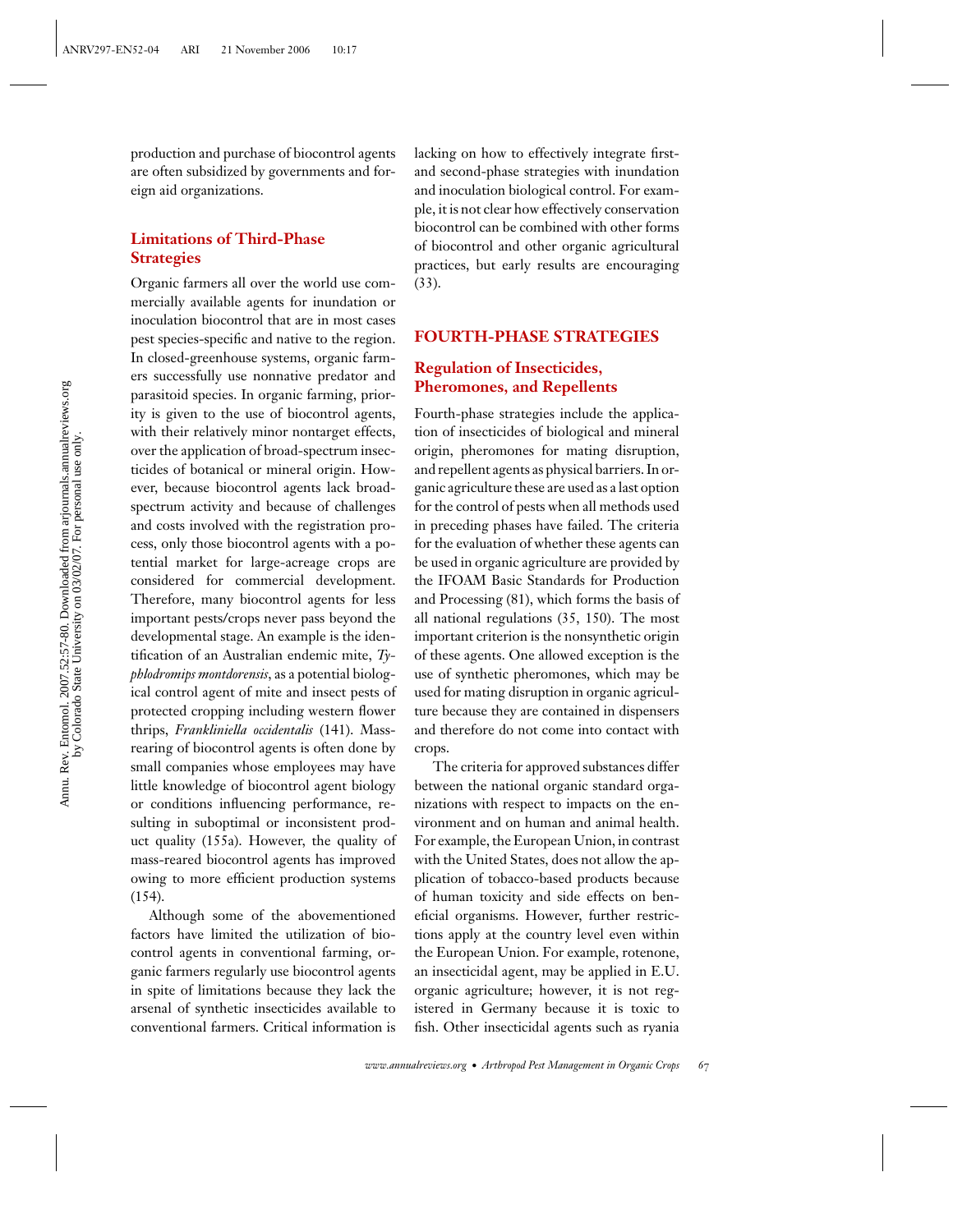production and purchase of biocontrol agents are often subsidized by governments and foreign aid organizations.

### Limitations of Third-Phase Strategies

Organic farmers all over the world use commercially available agents for inundation or inoculation biocontrol that are in most cases pest species-specific and native to the region. In closed-greenhouse systems, organic farmers successfully use nonnative predator and parasitoid species. In organic farming, priority is given to the use of biocontrol agents, with their relatively minor nontarget effects, over the application of broad-spectrum insecticides of botanical or mineral origin. However, because biocontrol agents lack broad-spectrum activity and because of challenges and costs involved with the registration process, only those biocontrol agents with a potential market for large-acreage crops are considered for commercial development. Therefore, many biocontrol agents for less important pests/crops never pass beyond the developmental stage. An example is the identification of an Australian endemic mite, *Typhlodromips montdorensis*, as a potential biological control agent of mite and insect pests of protected cropping including western flower thrips, *Frankliniella occidentalis* (141). Mass-rearing of biocontrol agents is often done by small companies whose employees may have little knowledge of biocontrol agent biology or conditions influencing performance, resulting in suboptimal or inconsistent product quality (155a). However, the quality of mass-reared biocontrol agents has improved owing to more efficient production systems (154).

Although some of the abovementioned factors have limited the utilization of biocontrol agents in conventional farming, organic farmers regularly use biocontrol agents in spite of limitations because they lack the arsenal of synthetic insecticides available to conventional farmers. Critical information is lacking on how to effectively integrate first- and second-phase strategies with inundation and inoculation biological control. For example, it is not clear how effectively conservation biocontrol can be combined with other forms of biocontrol and other organic agricultural practices, but early results are encouraging (33).

## FOURTH-PHASE STRATEGIES

### Regulation of Insecticides, Pheromones, and Repellents

Fourth-phase strategies include the application of insecticides of biological and mineral origin, pheromones for mating disruption, and repellent agents as physical barriers. In organic agriculture these are used as a last option for the control of pests when all methods used in preceding phases have failed. The criteria for the evaluation of whether these agents can be used in organic agriculture are provided by the IFOAM Basic Standards for Production and Processing (81), which forms the basis of all national regulations (35, 150). The most important criterion is the nonsynthetic origin of these agents. One allowed exception is the use of synthetic pheromones, which may be used for mating disruption in organic agriculture because they are contained in dispensers and therefore do not come into contact with crops.

The criteria for approved substances differ between the national organic standard organizations with respect to impacts on the environment and on human and animal health. For example, the European Union, in contrast with the United States, does not allow the application of tobacco-based products because of human toxicity and side effects on beneficial organisms. However, further restrictions apply at the country level even within the European Union. For example, rotenone, an insecticidal agent, may be applied in E.U. organic agriculture; however, it is not registered in Germany because it is toxic to fish. Other insecticidal agents such as ryania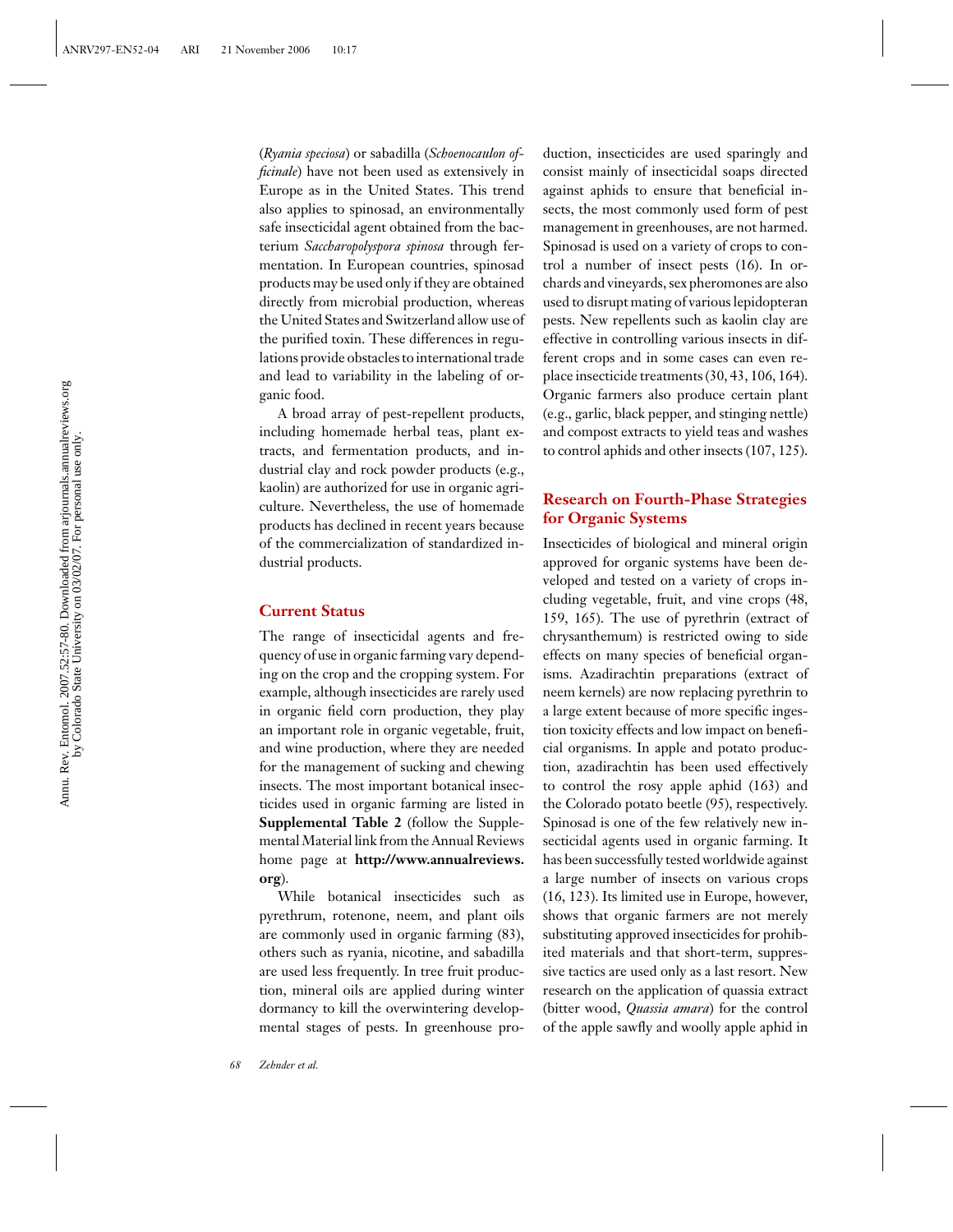(*Ryania speciosa*) or sabadilla (*Schoenocaulon officinale*) have not been used as extensively in Europe as in the United States. This trend also applies to spinosad, an environmentally safe insecticidal agent obtained from the bacterium *Saccharopolyspora spinosa* through fermentation. In European countries, spinosad products may be used only if they are obtained directly from microbial production, whereas the United States and Switzerland allow use of the purified toxin. These differences in regulations provide obstacles to international trade and lead to variability in the labeling of organic food.

A broad array of pest-repellent products, including homemade herbal teas, plant extracts, and fermentation products, and industrial clay and rock powder products (e.g., kaolin) are authorized for use in organic agriculture. Nevertheless, the use of homemade products has declined in recent years because of the commercialization of standardized industrial products.

## Current Status

The range of insecticidal agents and frequency of use in organic farming vary depending on the crop and the cropping system. For example, although insecticides are rarely used in organic field corn production, they play an important role in organic vegetable, fruit, and wine production, where they are needed for the management of sucking and chewing insects. The most important botanical insecticides used in organic farming are listed in **Supplemental Table 2** (follow the Supplemental Material link from the Annual Reviews home page at **http://www.annualreviews.org**).

While botanical insecticides such as pyrethrum, rotenone, neem, and plant oils are commonly used in organic farming (83), others such as ryania, nicotine, and sabadilla are used less frequently. In tree fruit production, mineral oils are applied during winter dormancy to kill the overwintering developmental stages of pests. In greenhouse production, insecticides are used sparingly and consist mainly of insecticidal soaps directed against aphids to ensure that beneficial insects, the most commonly used form of pest management in greenhouses, are not harmed. Spinosad is used on a variety of crops to control a number of insect pests (16). In orchards and vineyards, sex pheromones are also used to disrupt mating of various lepidopteran pests. New repellents such as kaolin clay are effective in controlling various insects in different crops and in some cases can even replace insecticide treatments (30, 43, 106, 164). Organic farmers also produce certain plant (e.g., garlic, black pepper, and stinging nettle) and compost extracts to yield teas and washes to control aphids and other insects (107, 125).

## Research on Fourth-Phase Strategies for Organic Systems

Insecticides of biological and mineral origin approved for organic systems have been developed and tested on a variety of crops including vegetable, fruit, and vine crops (48, 159, 165). The use of pyrethrin (extract of chrysanthemum) is restricted owing to side effects on many species of beneficial organisms. Azadirachtin preparations (extract of neem kernels) are now replacing pyrethrin to a large extent because of more specific ingestion toxicity effects and low impact on beneficial organisms. In apple and potato production, azadirachtin has been used effectively to control the rosy apple aphid (163) and the Colorado potato beetle (95), respectively. Spinosad is one of the few relatively new insecticidal agents used in organic farming. It has been successfully tested worldwide against a large number of insects on various crops (16, 123). Its limited use in Europe, however, shows that organic farmers are not merely substituting approved insecticides for prohibited materials and that short-term, suppressive tactics are used only as a last resort. New research on the application of quassia extract (bitter wood, *Quassia amara*) for the control of the apple sawfly and woolly apple aphid in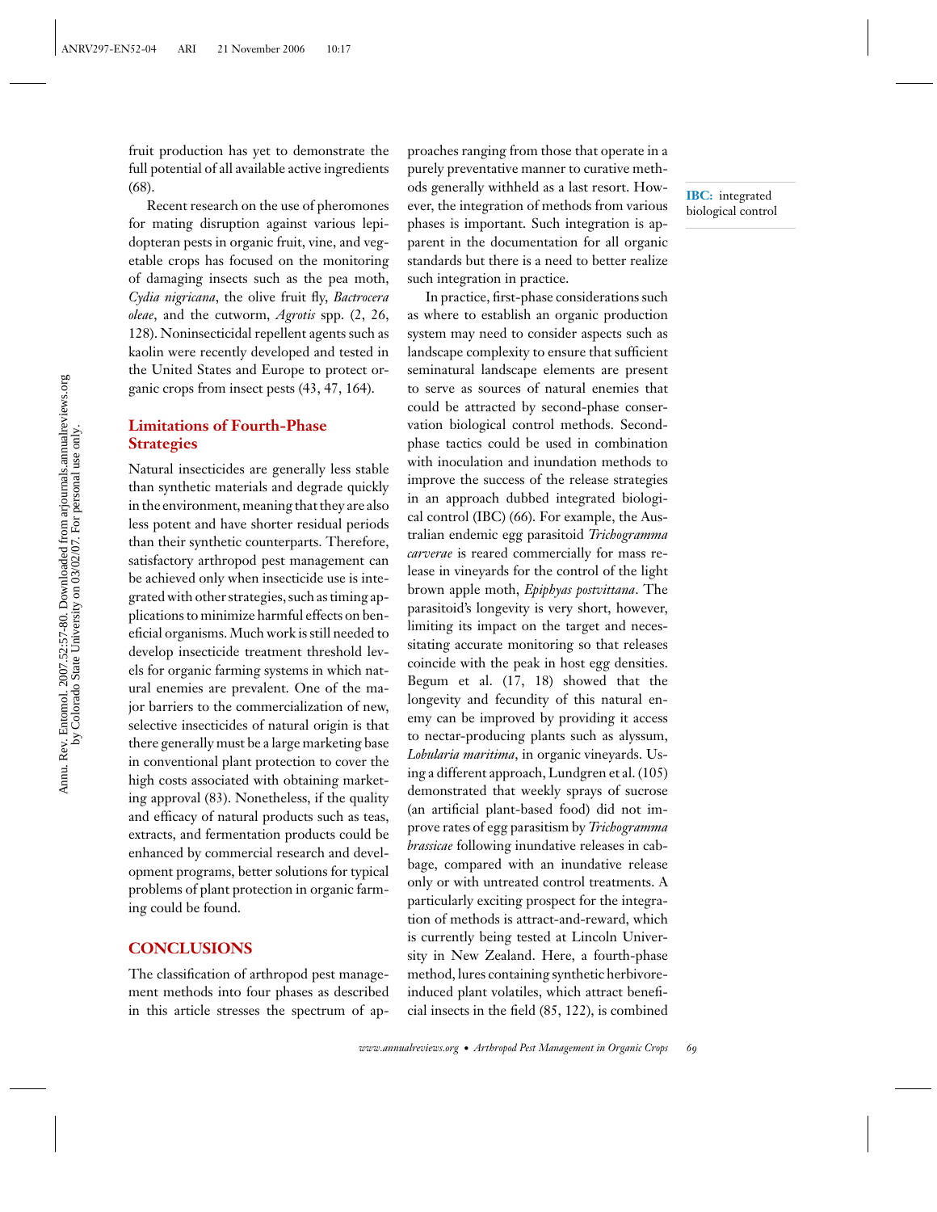fruit production has yet to demonstrate the full potential of all available active ingredients (68).

Recent research on the use of pheromones for mating disruption against various lepidopteran pests in organic fruit, vine, and vegetable crops has focused on the monitoring of damaging insects such as the pea moth, *Cydia nigricana*, the olive fruit fly, *Bactrocera oleae*, and the cutworm, *Agrotis* spp. (2, 26, 128). Noninsecticidal repellent agents such as kaolin were recently developed and tested in the United States and Europe to protect organic crops from insect pests (43, 47, 164).

## Limitations of Fourth-Phase Strategies

Natural insecticides are generally less stable than synthetic materials and degrade quickly in the environment, meaning that they are also less potent and have shorter residual periods than their synthetic counterparts. Therefore, satisfactory arthropod pest management can be achieved only when insecticide use is integrated with other strategies, such as timing applications to minimize harmful effects on beneficial organisms. Much work is still needed to develop insecticide treatment threshold levels for organic farming systems in which natural enemies are prevalent. One of the major barriers to the commercialization of new, selective insecticides of natural origin is that there generally must be a large marketing base in conventional plant protection to cover the high costs associated with obtaining marketing approval (83). Nonetheless, if the quality and efficacy of natural products such as teas, extracts, and fermentation products could be enhanced by commercial research and development programs, better solutions for typical problems of plant protection in organic farming could be found.

# CONCLUSIONS

The classification of arthropod pest management methods into four phases as described in this article stresses the spectrum of approaches ranging from those that operate in a purely preventative manner to curative methods generally withheld as a last resort. However, the integration of methods from various phases is important. Such integration is apparent in the documentation for all organic standards but there is a need to better realize such integration in practice.

In practice, first-phase considerations such as where to establish an organic production system may need to consider aspects such as landscape complexity to ensure that sufficient seminatural landscape elements are present to serve as sources of natural enemies that could be attracted by second-phase conservation biological control methods. Second-phase tactics could be used in combination with inoculation and inundation methods to improve the success of the release strategies in an approach dubbed integrated biological control (IBC) (66). For example, the Australian endemic egg parasitoid *Trichogramma carverae* is reared commercially for mass release in vineyards for the control of the light brown apple moth, *Epiphyas postvittana*. The parasitoid's longevity is very short, however, limiting its impact on the target and necessitating accurate monitoring so that releases coincide with the peak in host egg densities. Begum et al. (17, 18) showed that the longevity and fecundity of this natural enemy can be improved by providing it access to nectar-producing plants such as alyssum, *Lobularia maritima*, in organic vineyards. Using a different approach, Lundgren et al. (105) demonstrated that weekly sprays of sucrose (an artificial plant-based food) did not improve rates of egg parasitism by *Trichogramma brassicae* following inundative releases in cabbage, compared with an inundative release only or with untreated control treatments. A particularly exciting prospect for the integration of methods is attract-and-reward, which is currently being tested at Lincoln University in New Zealand. Here, a fourth-phase method, lures containing synthetic herbivore-induced plant volatiles, which attract beneficial insects in the field (85, 122), is combined

**IBC:** integrated biological control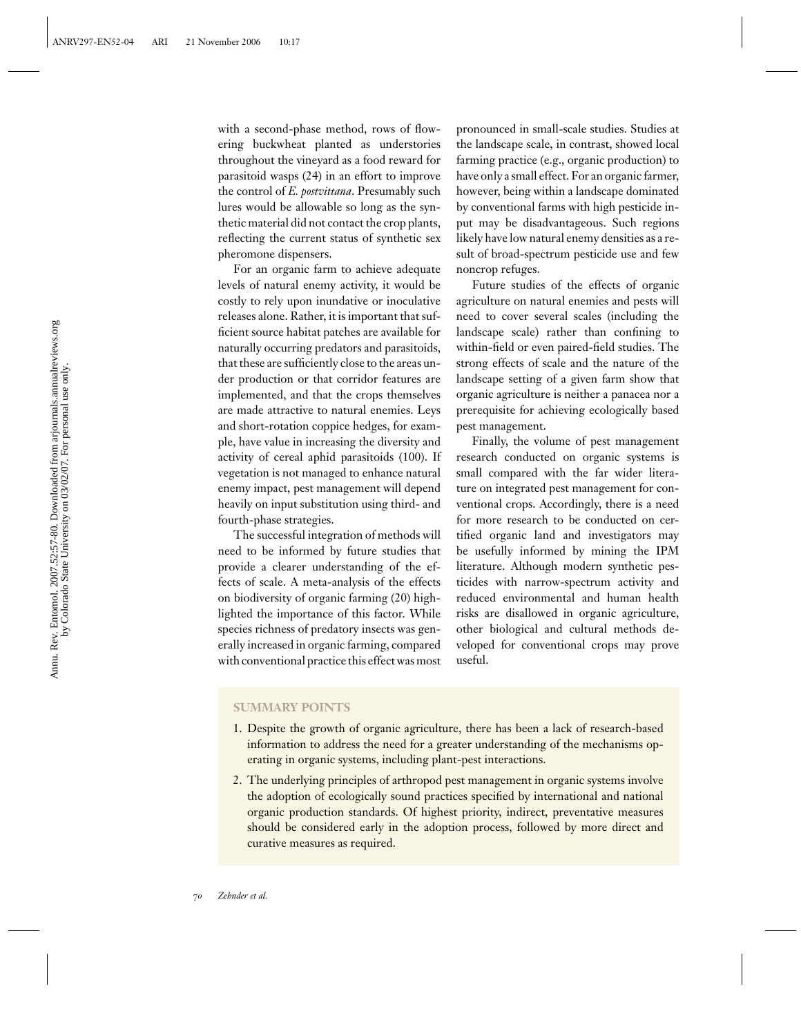with a second-phase method, rows of flowering buckwheat planted as understories throughout the vineyard as a food reward for parasitoid wasps (24) in an effort to improve the control of *E. postvittana*. Presumably such lures would be allowable so long as the synthetic material did not contact the crop plants, reflecting the current status of synthetic sex pheromone dispensers.

For an organic farm to achieve adequate levels of natural enemy activity, it would be costly to rely upon inundative or inoculative releases alone. Rather, it is important that sufficient source habitat patches are available for naturally occurring predators and parasitoids, that these are sufficiently close to the areas under production or that corridor features are implemented, and that the crops themselves are made attractive to natural enemies. Leys and short-rotation coppice hedges, for example, have value in increasing the diversity and activity of cereal aphid parasitoids (100). If vegetation is not managed to enhance natural enemy impact, pest management will depend heavily on input substitution using third- and fourth-phase strategies.

The successful integration of methods will need to be informed by future studies that provide a clearer understanding of the effects of scale. A meta-analysis of the effects on biodiversity of organic farming (20) highlighted the importance of this factor. While species richness of predatory insects was generally increased in organic farming, compared with conventional practice this effect was most pronounced in small-scale studies. Studies at the landscape scale, in contrast, showed local farming practice (e.g., organic production) to have only a small effect. For an organic farmer, however, being within a landscape dominated by conventional farms with high pesticide input may be disadvantageous. Such regions likely have low natural enemy densities as a result of broad-spectrum pesticide use and few noncrop refuges.

Future studies of the effects of organic agriculture on natural enemies and pests will need to cover several scales (including the landscape scale) rather than confining to within-field or even paired-field studies. The strong effects of scale and the nature of the landscape setting of a given farm show that organic agriculture is neither a panacea nor a prerequisite for achieving ecologically based pest management.

Finally, the volume of pest management research conducted on organic systems is small compared with the far wider literature on integrated pest management for conventional crops. Accordingly, there is a need for more research to be conducted on certified organic land and investigators may be usefully informed by mining the IPM literature. Although modern synthetic pesticides with narrow-spectrum activity and reduced environmental and human health risks are disallowed in organic agriculture, other biological and cultural methods developed for conventional crops may prove useful.

## SUMMARY POINTS

1. Despite the growth of organic agriculture, there has been a lack of research-based information to address the need for a greater understanding of the mechanisms operating in organic systems, including plant-pest interactions.
2. The underlying principles of arthropod pest management in organic systems involve the adoption of ecologically sound practices specified by international and national organic production standards. Of highest priority, indirect, preventative measures should be considered early in the adoption process, followed by more direct and curative measures as required.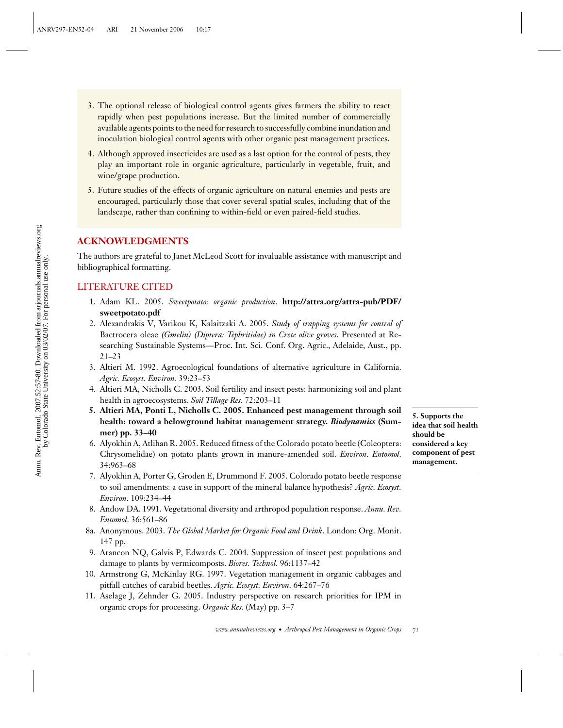3. The optional release of biological control agents gives farmers the ability to react rapidly when pest populations increase. But the limited number of commercially available agents points to the need for research to successfully combine inundation and inoculation biological control agents with other organic pest management practices.
4. Although approved insecticides are used as a last option for the control of pests, they play an important role in organic agriculture, particularly in vegetable, fruit, and wine/grape production.
5. Future studies of the effects of organic agriculture on natural enemies and pests are encouraged, particularly those that cover several spatial scales, including that of the landscape, rather than confining to within-field or even paired-field studies.

## ACKNOWLEDGMENTS

The authors are grateful to Janet McLeod Scott for invaluable assistance with manuscript and bibliographical formatting.

## LITERATURE CITED

1. Adam KL. 2005. *Sweetpotato: organic production*. **http://attra.org/attra-pub/PDF/sweetpotato.pdf**
2. Alexandrakis V, Varikou K, Kalaitzaki A. 2005. *Study of trapping systems for control of* Bactrocera oleae *(Gmelin) (Diptera: Tephritidae) in Crete olive groves*. Presented at Researching Sustainable Systems—Proc. Int. Sci. Conf. Org. Agric., Adelaide, Aust., pp. 21–23
3. Altieri M. 1992. Agroecological foundations of alternative agriculture in California. *Agric. Ecosyst. Environ.* 39:23–53
4. Altieri MA, Nicholls C. 2003. Soil fertility and insect pests: harmonizing soil and plant health in agroecosystems. *Soil Tillage Res.* 72:203–11
5. **Altieri MA, Ponti L, Nicholls C. 2005. Enhanced pest management through soil health: toward a belowground habitat management strategy. *Biodynamics* (Summer) pp. 33–40**

   **5. Supports the idea that soil health should be considered a key component of pest management.**
6. Alyokhin A, Atlihan R. 2005. Reduced fitness of the Colorado potato beetle (Coleoptera: Chrysomelidae) on potato plants grown in manure-amended soil. *Environ. Entomol.* 34:963–68
7. Alyokhin A, Porter G, Groden E, Drummond F. 2005. Colorado potato beetle response to soil amendments: a case in support of the mineral balance hypothesis? *Agric. Ecosyst. Environ*. 109:234–44
8. Andow DA. 1991. Vegetational diversity and arthropod population response. *Annu. Rev. Entomol*. 36:561–86

8a. Anonymous. 2003. *The Global Market for Organic Food and Drink*. London: Org. Monit. 147 pp.

9. Arancon NQ, Galvis P, Edwards C. 2004. Suppression of insect pest populations and damage to plants by vermicomposts. *Biores. Technol.* 96:1137–42
10. Armstrong G, McKinlay RG. 1997. Vegetation management in organic cabbages and pitfall catches of carabid beetles. *Agric. Ecosyst. Environ*. 64:267–76
11. Aselage J, Zehnder G. 2005. Industry perspective on research priorities for IPM in organic crops for processing. *Organic Res.* (May) pp. 3–7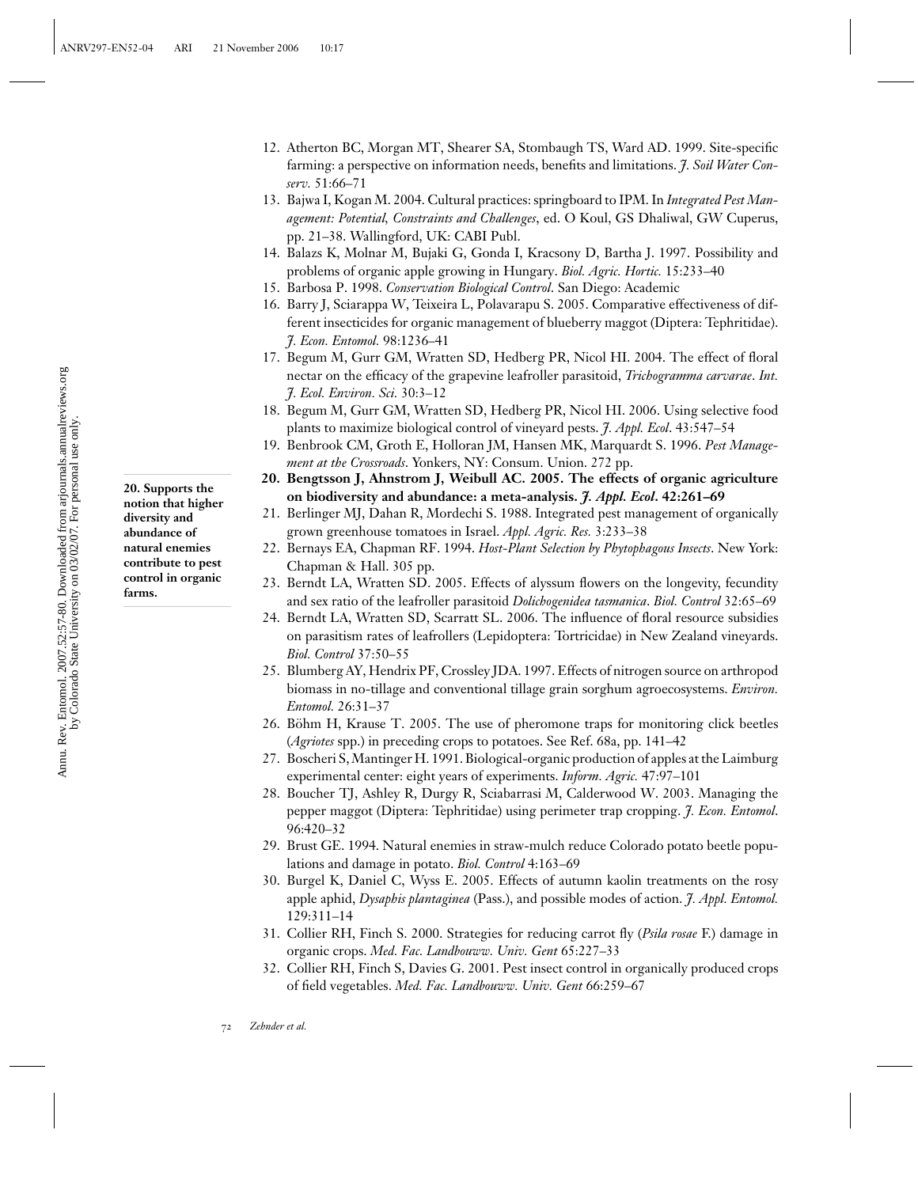12. Atherton BC, Morgan MT, Shearer SA, Stombaugh TS, Ward AD. 1999. Site-specific farming: a perspective on information needs, benefits and limitations. *J. Soil Water Conserv.* 51:66–71
13. Bajwa I, Kogan M. 2004. Cultural practices: springboard to IPM. In *Integrated Pest Management: Potential, Constraints and Challenges*, ed. O Koul, GS Dhaliwal, GW Cuperus, pp. 21–38. Wallingford, UK: CABI Publ.
14. Balazs K, Molnar M, Bujaki G, Gonda I, Kracsony D, Bartha J. 1997. Possibility and problems of organic apple growing in Hungary. *Biol. Agric. Hortic.* 15:233–40
15. Barbosa P. 1998. *Conservation Biological Control*. San Diego: Academic
16. Barry J, Sciarappa W, Teixeira L, Polavarapu S. 2005. Comparative effectiveness of different insecticides for organic management of blueberry maggot (Diptera: Tephritidae). *J. Econ. Entomol.* 98:1236–41
17. Begum M, Gurr GM, Wratten SD, Hedberg PR, Nicol HI. 2004. The effect of floral nectar on the efficacy of the grapevine leafroller parasitoid, *Trichogramma carvarae*. *Int. J. Ecol. Environ. Sci.* 30:3–12
18. Begum M, Gurr GM, Wratten SD, Hedberg PR, Nicol HI. 2006. Using selective food plants to maximize biological control of vineyard pests. *J. Appl. Ecol.* 43:547–54
19. Benbrook CM, Groth E, Holloran JM, Hansen MK, Marquardt S. 1996. *Pest Management at the Crossroads*. Yonkers, NY: Consum. Union. 272 pp.
20. **Bengtsson J, Ahnstrom J, Weibull AC. 2005. The effects of organic agriculture on biodiversity and abundance: a meta-analysis. *J. Appl. Ecol*. 42:261–69**

    **20. Supports the notion that higher diversity and abundance of natural enemies contribute to pest control in organic farms.**

21. Berlinger MJ, Dahan R, Mordechi S. 1988. Integrated pest management of organically grown greenhouse tomatoes in Israel. *Appl. Agric. Res.* 3:233–38
22. Bernays EA, Chapman RF. 1994. *Host-Plant Selection by Phytophagous Insects*. New York: Chapman & Hall. 305 pp.
23. Berndt LA, Wratten SD. 2005. Effects of alyssum flowers on the longevity, fecundity and sex ratio of the leafroller parasitoid *Dolichogenidea tasmanica*. *Biol. Control* 32:65–69
24. Berndt LA, Wratten SD, Scarratt SL. 2006. The influence of floral resource subsidies on parasitism rates of leafrollers (Lepidoptera: Tortricidae) in New Zealand vineyards. *Biol. Control* 37:50–55
25. Blumberg AY, Hendrix PF, Crossley JDA. 1997. Effects of nitrogen source on arthropod biomass in no-tillage and conventional tillage grain sorghum agroecosystems. *Environ. Entomol.* 26:31–37
26. Böhm H, Krause T. 2005. The use of pheromone traps for monitoring click beetles (*Agriotes* spp.) in preceding crops to potatoes. See Ref. 68a, pp. 141–42
27. Boscheri S, Mantinger H. 1991. Biological-organic production of apples at the Laimburg experimental center: eight years of experiments. *Inform. Agric.* 47:97–101
28. Boucher TJ, Ashley R, Durgy R, Sciabarrasi M, Calderwood W. 2003. Managing the pepper maggot (Diptera: Tephritidae) using perimeter trap cropping. *J. Econ. Entomol*. 96:420–32
29. Brust GE. 1994. Natural enemies in straw-mulch reduce Colorado potato beetle populations and damage in potato. *Biol. Control* 4:163–69
30. Burgel K, Daniel C, Wyss E. 2005. Effects of autumn kaolin treatments on the rosy apple aphid, *Dysaphis plantaginea* (Pass.), and possible modes of action. *J. Appl. Entomol.* 129:311–14
31. Collier RH, Finch S. 2000. Strategies for reducing carrot fly (*Psila rosae* F.) damage in organic crops. *Med. Fac. Landbouww. Univ. Gent* 65:227–33
32. Collier RH, Finch S, Davies G. 2001. Pest insect control in organically produced crops of field vegetables. *Med. Fac. Landbouww. Univ. Gent* 66:259–67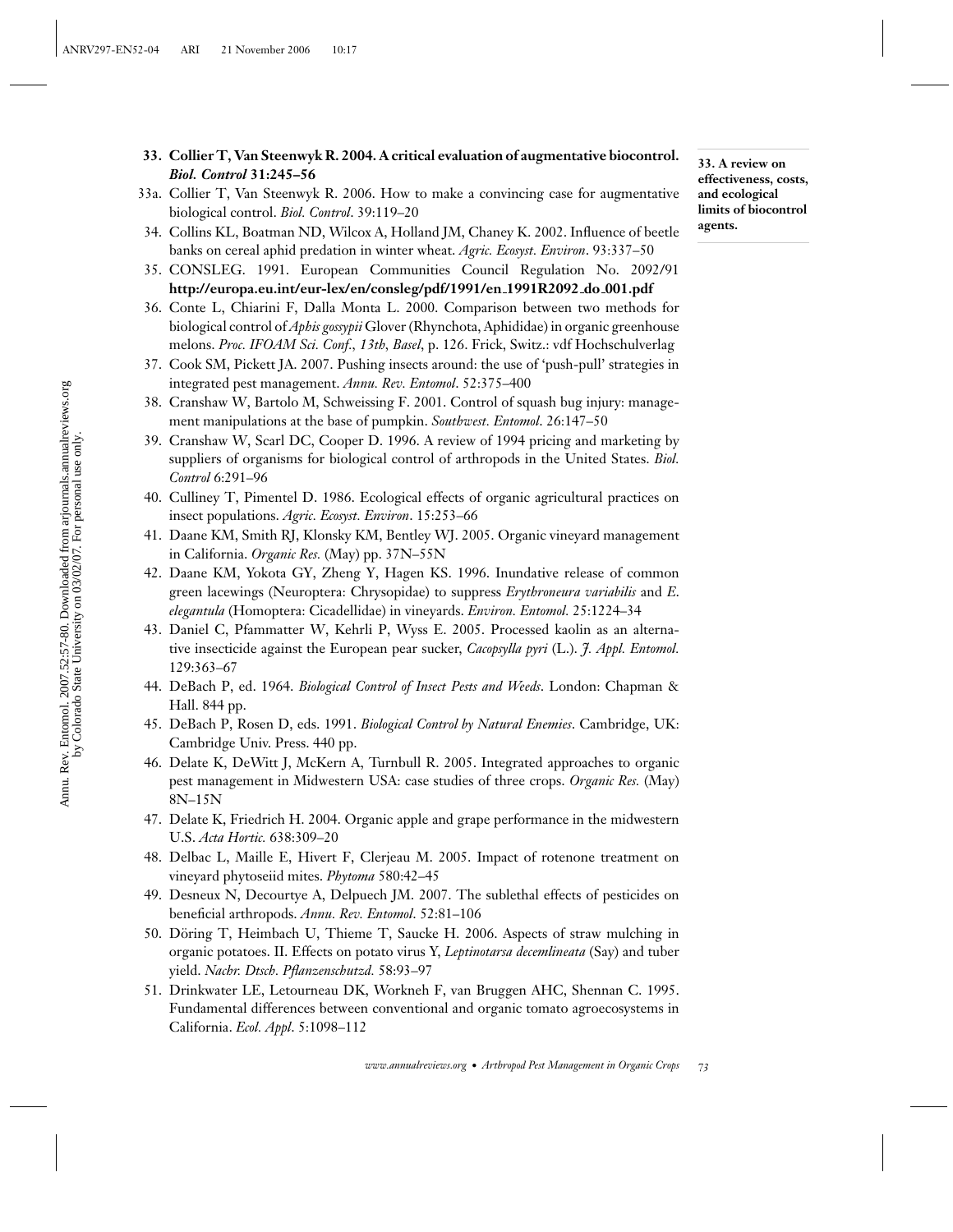**33. Collier T, Van Steenwyk R. 2004. A critical evaluation of augmentative biocontrol. *Biol. Control* 31:245–56**

**33. A review on effectiveness, costs, and ecological limits of biocontrol agents.**

33a. Collier T, Van Steenwyk R. 2006. How to make a convincing case for augmentative biological control. *Biol. Control*. 39:119–20

34. Collins KL, Boatman ND, Wilcox A, Holland JM, Chaney K. 2002. Influence of beetle banks on cereal aphid predation in winter wheat. *Agric. Ecosyst. Environ*. 93:337–50

35. CONSLEG. 1991. European Communities Council Regulation No. 2092/91 **http://europa.eu.int/eur-lex/en/consleg/pdf/1991/en_1991R2092_do_001.pdf**

36. Conte L, Chiarini F, Dalla Monta L. 2000. Comparison between two methods for biological control of *Aphis gossypii* Glover (Rhynchota, Aphididae) in organic greenhouse melons. *Proc. IFOAM Sci. Conf., 13th, Basel*, p. 126. Frick, Switz.: vdf Hochschulverlag

37. Cook SM, Pickett JA. 2007. Pushing insects around: the use of 'push-pull' strategies in integrated pest management. *Annu. Rev. Entomol*. 52:375–400

38. Cranshaw W, Bartolo M, Schweissing F. 2001. Control of squash bug injury: management manipulations at the base of pumpkin. *Southwest. Entomol*. 26:147–50

39. Cranshaw W, Scarl DC, Cooper D. 1996. A review of 1994 pricing and marketing by suppliers of organisms for biological control of arthropods in the United States. *Biol. Control* 6:291–96

40. Culliney T, Pimentel D. 1986. Ecological effects of organic agricultural practices on insect populations. *Agric. Ecosyst. Environ*. 15:253–66

41. Daane KM, Smith RJ, Klonsky KM, Bentley WJ. 2005. Organic vineyard management in California. *Organic Res.* (May) pp. 37N–55N

42. Daane KM, Yokota GY, Zheng Y, Hagen KS. 1996. Inundative release of common green lacewings (Neuroptera: Chrysopidae) to suppress *Erythroneura variabilis* and *E. elegantula* (Homoptera: Cicadellidae) in vineyards. *Environ. Entomol.* 25:1224–34

43. Daniel C, Pfammatter W, Kehrli P, Wyss E. 2005. Processed kaolin as an alternative insecticide against the European pear sucker, *Cacopsylla pyri* (L.). *J. Appl. Entomol.* 129:363–67

44. DeBach P, ed. 1964. *Biological Control of Insect Pests and Weeds*. London: Chapman & Hall. 844 pp.

45. DeBach P, Rosen D, eds. 1991. *Biological Control by Natural Enemies*. Cambridge, UK: Cambridge Univ. Press. 440 pp.

46. Delate K, DeWitt J, McKern A, Turnbull R. 2005. Integrated approaches to organic pest management in Midwestern USA: case studies of three crops. *Organic Res.* (May) 8N–15N

47. Delate K, Friedrich H. 2004. Organic apple and grape performance in the midwestern U.S. *Acta Hortic.* 638:309–20

48. Delbac L, Maille E, Hivert F, Clerjeau M. 2005. Impact of rotenone treatment on vineyard phytoseiid mites. *Phytoma* 580:42–45

49. Desneux N, Decourtye A, Delpuech JM. 2007. The sublethal effects of pesticides on beneficial arthropods. *Annu. Rev. Entomol*. 52:81–106

50. Döring T, Heimbach U, Thieme T, Saucke H. 2006. Aspects of straw mulching in organic potatoes. II. Effects on potato virus Y, *Leptinotarsa decemlineata* (Say) and tuber yield. *Nachr. Dtsch. Pflanzenschutzd.* 58:93–97

51. Drinkwater LE, Letourneau DK, Workneh F, van Bruggen AHC, Shennan C. 1995. Fundamental differences between conventional and organic tomato agroecosystems in California. *Ecol. Appl*. 5:1098–112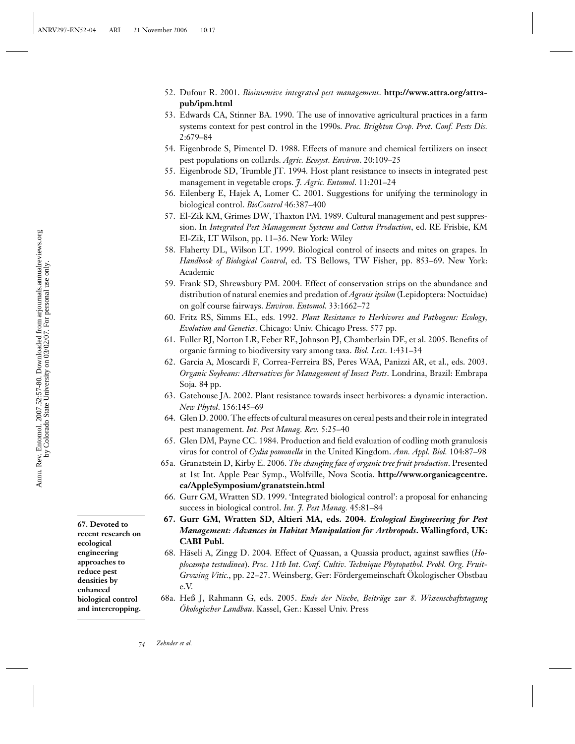52. Dufour R. 2001. *Biointensive integrated pest management*. **http://www.attra.org/attra-pub/ipm.html**

53. Edwards CA, Stinner BA. 1990. The use of innovative agricultural practices in a farm systems context for pest control in the 1990s. *Proc. Brighton Crop. Prot. Conf. Pests Dis.* 2:679–84

54. Eigenbrode S, Pimentel D. 1988. Effects of manure and chemical fertilizers on insect pest populations on collards. *Agric. Ecosyst. Environ*. 20:109–25

55. Eigenbrode SD, Trumble JT. 1994. Host plant resistance to insects in integrated pest management in vegetable crops. *J. Agric. Entomol*. 11:201–24

56. Eilenberg E, Hajek A, Lomer C. 2001. Suggestions for unifying the terminology in biological control. *BioControl* 46:387–400

57. El-Zik KM, Grimes DW, Thaxton PM. 1989. Cultural management and pest suppression. In *Integrated Pest Management Systems and Cotton Production*, ed. RE Frisbie, KM El-Zik, LT Wilson, pp. 11–36. New York: Wiley

58. Flaherty DL, Wilson LT. 1999. Biological control of insects and mites on grapes. In *Handbook of Biological Control*, ed. TS Bellows, TW Fisher, pp. 853–69. New York: Academic

59. Frank SD, Shrewsbury PM. 2004. Effect of conservation strips on the abundance and distribution of natural enemies and predation of *Agrotis ipsilon* (Lepidoptera: Noctuidae) on golf course fairways. *Environ. Entomol*. 33:1662–72

60. Fritz RS, Simms EL, eds. 1992. *Plant Resistance to Herbivores and Pathogens: Ecology, Evolution and Genetics*. Chicago: Univ. Chicago Press. 577 pp.

61. Fuller RJ, Norton LR, Feber RE, Johnson PJ, Chamberlain DE, et al. 2005. Benefits of organic farming to biodiversity vary among taxa. *Biol. Lett*. 1:431–34

62. Garcia A, Moscardi F, Correa-Ferreira BS, Peres WAA, Panizzi AR, et al., eds. 2003. *Organic Soybeans: Alternatives for Management of Insect Pests*. Londrina, Brazil: Embrapa Soja. 84 pp.

63. Gatehouse JA. 2002. Plant resistance towards insect herbivores: a dynamic interaction. *New Phytol*. 156:145–69

64. Glen D. 2000. The effects of cultural measures on cereal pests and their role in integrated pest management. *Int. Pest Manag. Rev.* 5:25–40

65. Glen DM, Payne CC. 1984. Production and field evaluation of codling moth granulosis virus for control of *Cydia pomonella* in the United Kingdom. *Ann. Appl. Biol.* 104:87–98

65a. Granatstein D, Kirby E. 2006. *The changing face of organic tree fruit production*. Presented at 1st Int. Apple Pear Symp., Wolfville, Nova Scotia. **http://www.organicagcentre.ca/AppleSymposium/granatstein.html**

66. Gurr GM, Wratten SD. 1999. 'Integrated biological control': a proposal for enhancing success in biological control. *Int. J. Pest Manag*. 45:81–84

67. **Gurr GM, Wratten SD, Altieri MA, eds. 2004.** ***Ecological Engineering for Pest Management: Advances in Habitat Manipulation for Arthropods*****. Wallingford, UK: CABI Publ.**

**67. Devoted to recent research on ecological engineering approaches to reduce pest densities by enhanced biological control and intercropping.**

68. Häseli A, Zingg D. 2004. Effect of Quassan, a Quassia product, against sawflies (*Hoplocampa testudinea*). *Proc. 11th Int. Conf. Cultiv. Technique Phytopathol. Probl. Org. Fruit-Growing Vitic.*, pp. 22–27. Weinsberg, Ger: Fördergemeinschaft Ökologischer Obstbau e.V.

68a. Heß J, Rahmann G, eds. 2005. *Ende der Nische, Beiträge zur 8. Wissenschaftstagung Ökologischer Landbau*. Kassel, Ger.: Kassel Univ. Press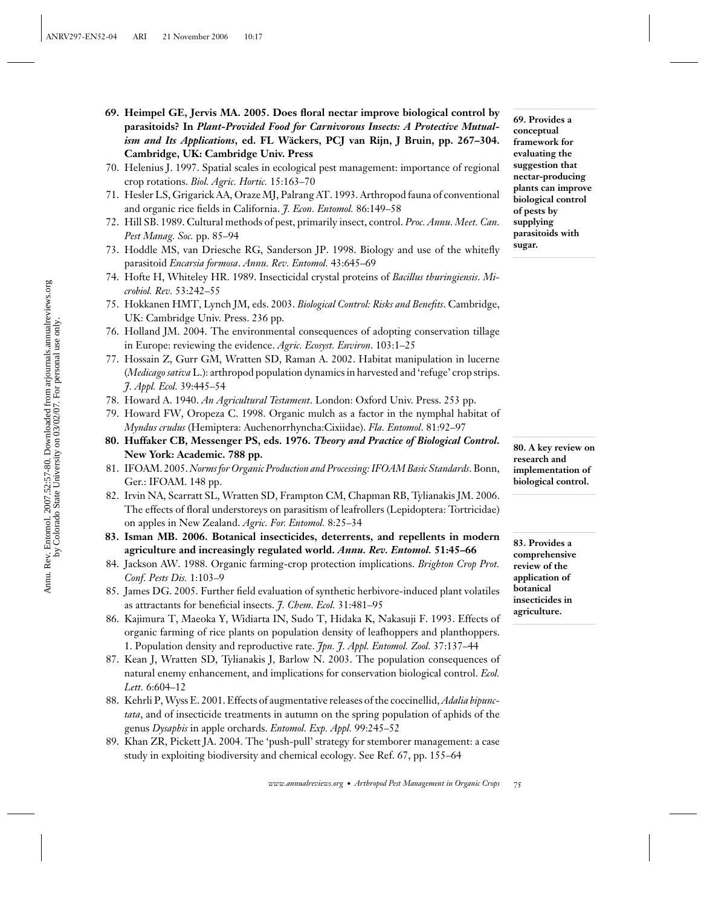**69. Heimpel GE, Jervis MA. 2005. Does floral nectar improve biological control by parasitoids? In *Plant-Provided Food for Carnivorous Insects: A Protective Mutualism and Its Applications*, ed. FL Wäckers, PCJ van Rijn, J Bruin, pp. 267–304. Cambridge, UK: Cambridge Univ. Press**

**69. Provides a conceptual framework for evaluating the suggestion that nectar-producing plants can improve biological control of pests by supplying parasitoids with sugar.**

70. Helenius J. 1997. Spatial scales in ecological pest management: importance of regional crop rotations. *Biol. Agric. Hortic.* 15:163–70

71. Hesler LS, Grigarick AA, Oraze MJ, Palrang AT. 1993. Arthropod fauna of conventional and organic rice fields in California. *J. Econ. Entomol.* 86:149–58

72. Hill SB. 1989. Cultural methods of pest, primarily insect, control. *Proc. Annu. Meet. Can. Pest Manag. Soc.* pp. 85–94

73. Hoddle MS, van Driesche RG, Sanderson JP. 1998. Biology and use of the whitefly parasitoid *Encarsia formosa*. *Annu. Rev. Entomol.* 43:645–69

74. Hofte H, Whiteley HR. 1989. Insecticidal crystal proteins of *Bacillus thuringiensis*. *Microbiol. Rev.* 53:242–55

75. Hokkanen HMT, Lynch JM, eds. 2003. *Biological Control: Risks and Benefits*. Cambridge, UK: Cambridge Univ. Press. 236 pp.

76. Holland JM. 2004. The environmental consequences of adopting conservation tillage in Europe: reviewing the evidence. *Agric. Ecosyst. Environ*. 103:1–25

77. Hossain Z, Gurr GM, Wratten SD, Raman A. 2002. Habitat manipulation in lucerne (*Medicago sativa* L.): arthropod population dynamics in harvested and 'refuge' crop strips. *J. Appl. Ecol.* 39:445–54

78. Howard A. 1940. *An Agricultural Testament*. London: Oxford Univ. Press. 253 pp.

79. Howard FW, Oropeza C. 1998. Organic mulch as a factor in the nymphal habitat of *Myndus crudus* (Hemiptera: Auchenorrhyncha:Cixiidae). *Fla. Entomol*. 81:92–97

**80. Huffaker CB, Messenger PS, eds. 1976. *Theory and Practice of Biological Control*. New York: Academic. 788 pp.**

**80. A key review on research and implementation of biological control.**

81. IFOAM. 2005. *Norms for Organic Production and Processing: IFOAM Basic Standards*. Bonn, Ger.: IFOAM. 148 pp.

82. Irvin NA, Scarratt SL, Wratten SD, Frampton CM, Chapman RB, Tylianakis JM. 2006. The effects of floral understoreys on parasitism of leafrollers (Lepidoptera: Tortricidae) on apples in New Zealand. *Agric. For. Entomol.* 8:25–34

**83. Isman MB. 2006. Botanical insecticides, deterrents, and repellents in modern agriculture and increasingly regulated world. *Annu. Rev. Entomol.* 51:45–66**

**83. Provides a comprehensive review of the application of botanical insecticides in agriculture.**

84. Jackson AW. 1988. Organic farming-crop protection implications. *Brighton Crop Prot. Conf. Pests Dis.* 1:103–9

85. James DG. 2005. Further field evaluation of synthetic herbivore-induced plant volatiles as attractants for beneficial insects. *J. Chem. Ecol.* 31:481–95

86. Kajimura T, Maeoka Y, Widiarta IN, Sudo T, Hidaka K, Nakasuji F. 1993. Effects of organic farming of rice plants on population density of leafhoppers and planthoppers. 1. Population density and reproductive rate. *Jpn. J. Appl. Entomol. Zool.* 37:137–44

87. Kean J, Wratten SD, Tylianakis J, Barlow N. 2003. The population consequences of natural enemy enhancement, and implications for conservation biological control. *Ecol. Lett.* 6:604–12

88. Kehrli P, Wyss E. 2001. Effects of augmentative releases of the coccinellid, *Adalia bipunctata*, and of insecticide treatments in autumn on the spring population of aphids of the genus *Dysaphis* in apple orchards. *Entomol. Exp. Appl.* 99:245–52

89. Khan ZR, Pickett JA. 2004. The 'push-pull' strategy for stemborer management: a case study in exploiting biodiversity and chemical ecology. See Ref. 67, pp. 155–64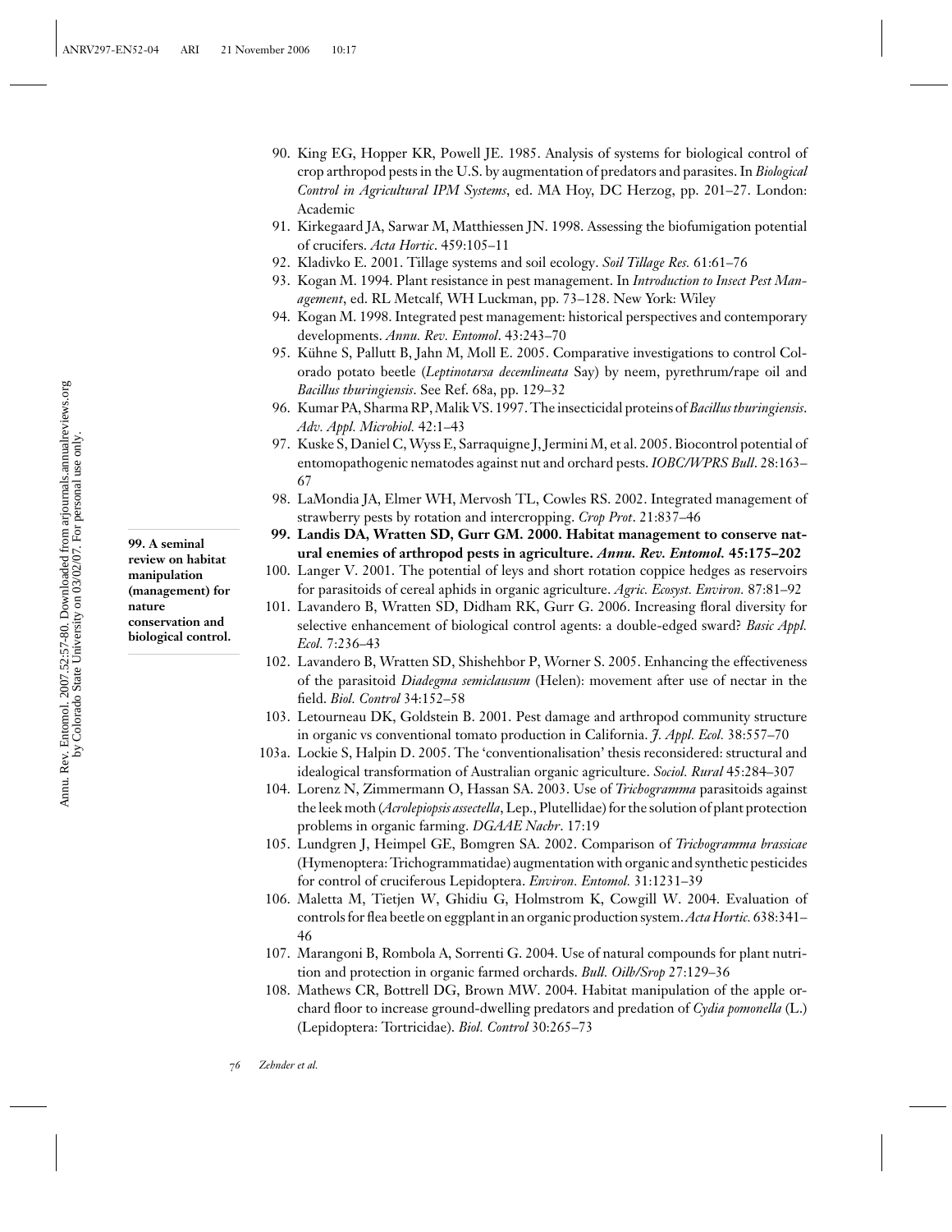90. King EG, Hopper KR, Powell JE. 1985. Analysis of systems for biological control of crop arthropod pests in the U.S. by augmentation of predators and parasites. In *Biological Control in Agricultural IPM Systems*, ed. MA Hoy, DC Herzog, pp. 201–27. London: Academic

91. Kirkegaard JA, Sarwar M, Matthiessen JN. 1998. Assessing the biofumigation potential of crucifers. *Acta Hortic*. 459:105–11

92. Kladivko E. 2001. Tillage systems and soil ecology. *Soil Tillage Res.* 61:61–76

93. Kogan M. 1994. Plant resistance in pest management. In *Introduction to Insect Pest Management*, ed. RL Metcalf, WH Luckman, pp. 73–128. New York: Wiley

94. Kogan M. 1998. Integrated pest management: historical perspectives and contemporary developments. *Annu. Rev. Entomol*. 43:243–70

95. Kühne S, Pallutt B, Jahn M, Moll E. 2005. Comparative investigations to control Colorado potato beetle (*Leptinotarsa decemlineata* Say) by neem, pyrethrum/rape oil and *Bacillus thuringiensis*. See Ref. 68a, pp. 129–32

96. Kumar PA, Sharma RP, Malik VS. 1997. The insecticidal proteins of *Bacillus thuringiensis*. *Adv. Appl. Microbiol.* 42:1–43

97. Kuske S, Daniel C, Wyss E, Sarraquigne J, Jermini M, et al. 2005. Biocontrol potential of entomopathogenic nematodes against nut and orchard pests. *IOBC/WPRS Bull*. 28:163–67

98. LaMondia JA, Elmer WH, Mervosh TL, Cowles RS. 2002. Integrated management of strawberry pests by rotation and intercropping. *Crop Prot*. 21:837–46

**99. Landis DA, Wratten SD, Gurr GM. 2000. Habitat management to conserve natural enemies of arthropod pests in agriculture. *Annu. Rev. Entomol.* 45:175–202**

**99. A seminal review on habitat manipulation (management) for nature conservation and biological control.**

100. Langer V. 2001. The potential of leys and short rotation coppice hedges as reservoirs for parasitoids of cereal aphids in organic agriculture. *Agric. Ecosyst. Environ.* 87:81–92

101. Lavandero B, Wratten SD, Didham RK, Gurr G. 2006. Increasing floral diversity for selective enhancement of biological control agents: a double-edged sward? *Basic Appl. Ecol.* 7:236–43

102. Lavandero B, Wratten SD, Shishehbor P, Worner S. 2005. Enhancing the effectiveness of the parasitoid *Diadegma semiclausum* (Helen): movement after use of nectar in the field. *Biol. Control* 34:152–58

103. Letourneau DK, Goldstein B. 2001. Pest damage and arthropod community structure in organic vs conventional tomato production in California. *J. Appl. Ecol.* 38:557–70

103a. Lockie S, Halpin D. 2005. The 'conventionalisation' thesis reconsidered: structural and idealogical transformation of Australian organic agriculture. *Sociol. Rural* 45:284–307

104. Lorenz N, Zimmermann O, Hassan SA. 2003. Use of *Trichogramma* parasitoids against the leek moth (*Acrolepiopsis assectella*, Lep., Plutellidae) for the solution of plant protection problems in organic farming. *DGAAE Nachr*. 17:19

105. Lundgren J, Heimpel GE, Bomgren SA. 2002. Comparison of *Trichogramma brassicae* (Hymenoptera: Trichogrammatidae) augmentation with organic and synthetic pesticides for control of cruciferous Lepidoptera. *Environ. Entomol.* 31:1231–39

106. Maletta M, Tietjen W, Ghidiu G, Holmstrom K, Cowgill W. 2004. Evaluation of controls for flea beetle on eggplant in an organic production system. *Acta Hortic.* 638:341–46

107. Marangoni B, Rombola A, Sorrenti G. 2004. Use of natural compounds for plant nutrition and protection in organic farmed orchards. *Bull. Oilb/Srop* 27:129–36

108. Mathews CR, Bottrell DG, Brown MW. 2004. Habitat manipulation of the apple orchard floor to increase ground-dwelling predators and predation of *Cydia pomonella* (L.) (Lepidoptera: Tortricidae). *Biol. Control* 30:265–73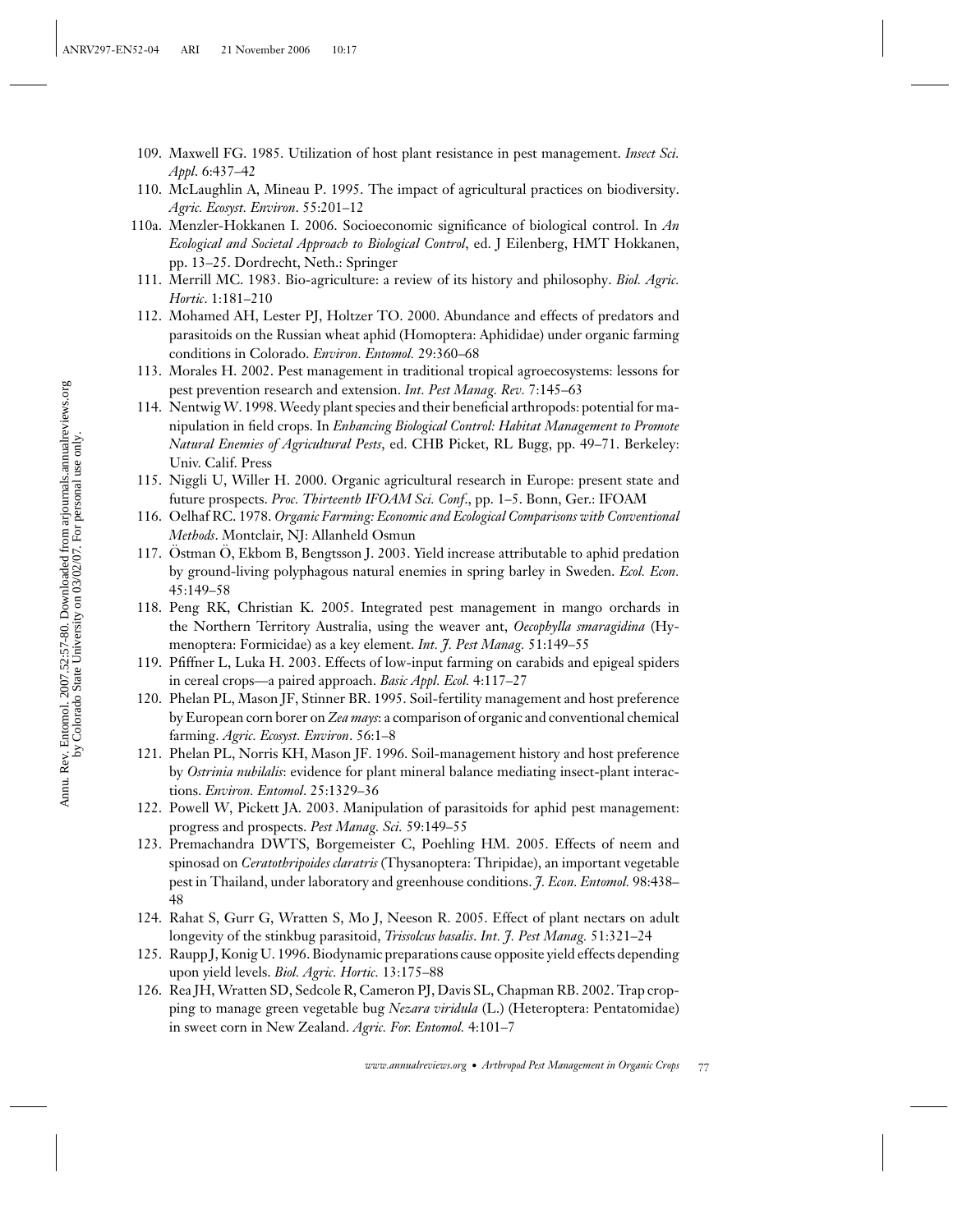109. Maxwell FG. 1985. Utilization of host plant resistance in pest management. *Insect Sci. Appl*. 6:437–42
110. McLaughlin A, Mineau P. 1995. The impact of agricultural practices on biodiversity. *Agric. Ecosyst. Environ*. 55:201–12

110a. Menzler-Hokkanen I. 2006. Socioeconomic significance of biological control. In *An Ecological and Societal Approach to Biological Control*, ed. J Eilenberg, HMT Hokkanen, pp. 13–25. Dordrecht, Neth.: Springer

111. Merrill MC. 1983. Bio-agriculture: a review of its history and philosophy. *Biol. Agric. Hortic*. 1:181–210
112. Mohamed AH, Lester PJ, Holtzer TO. 2000. Abundance and effects of predators and parasitoids on the Russian wheat aphid (Homoptera: Aphididae) under organic farming conditions in Colorado. *Environ. Entomol.* 29:360–68
113. Morales H. 2002. Pest management in traditional tropical agroecosystems: lessons for pest prevention research and extension. *Int. Pest Manag. Rev.* 7:145–63
114. Nentwig W. 1998. Weedy plant species and their beneficial arthropods: potential for manipulation in field crops. In *Enhancing Biological Control: Habitat Management to Promote Natural Enemies of Agricultural Pests*, ed. CHB Picket, RL Bugg, pp. 49–71. Berkeley: Univ. Calif. Press
115. Niggli U, Willer H. 2000. Organic agricultural research in Europe: present state and future prospects. *Proc. Thirteenth IFOAM Sci. Conf*., pp. 1–5. Bonn, Ger.: IFOAM
116. Oelhaf RC. 1978. *Organic Farming: Economic and Ecological Comparisons with Conventional Methods*. Montclair, NJ: Allanheld Osmun
117. Östman Ö, Ekbom B, Bengtsson J. 2003. Yield increase attributable to aphid predation by ground-living polyphagous natural enemies in spring barley in Sweden. *Ecol. Econ.* 45:149–58
118. Peng RK, Christian K. 2005. Integrated pest management in mango orchards in the Northern Territory Australia, using the weaver ant, *Oecophylla smaragidina* (Hymenoptera: Formicidae) as a key element. *Int. J. Pest Manag.* 51:149–55
119. Pfiffner L, Luka H. 2003. Effects of low-input farming on carabids and epigeal spiders in cereal crops—a paired approach. *Basic Appl. Ecol.* 4:117–27
120. Phelan PL, Mason JF, Stinner BR. 1995. Soil-fertility management and host preference by European corn borer on *Zea mays*: a comparison of organic and conventional chemical farming. *Agric. Ecosyst. Environ*. 56:1–8
121. Phelan PL, Norris KH, Mason JF. 1996. Soil-management history and host preference by *Ostrinia nubilalis*: evidence for plant mineral balance mediating insect-plant interactions. *Environ. Entomol*. 25:1329–36
122. Powell W, Pickett JA. 2003. Manipulation of parasitoids for aphid pest management: progress and prospects. *Pest Manag. Sci.* 59:149–55
123. Premachandra DWTS, Borgemeister C, Poehling HM. 2005. Effects of neem and spinosad on *Ceratothripoides claratris* (Thysanoptera: Thripidae), an important vegetable pest in Thailand, under laboratory and greenhouse conditions. *J. Econ. Entomol.* 98:438–48
124. Rahat S, Gurr G, Wratten S, Mo J, Neeson R. 2005. Effect of plant nectars on adult longevity of the stinkbug parasitoid, *Trissolcus basalis*. *Int. J. Pest Manag.* 51:321–24
125. Raupp J, Konig U. 1996. Biodynamic preparations cause opposite yield effects depending upon yield levels. *Biol. Agric. Hortic.* 13:175–88
126. Rea JH, Wratten SD, Sedcole R, Cameron PJ, Davis SL, Chapman RB. 2002. Trap cropping to manage green vegetable bug *Nezara viridula* (L.) (Heteroptera: Pentatomidae) in sweet corn in New Zealand. *Agric. For. Entomol.* 4:101–7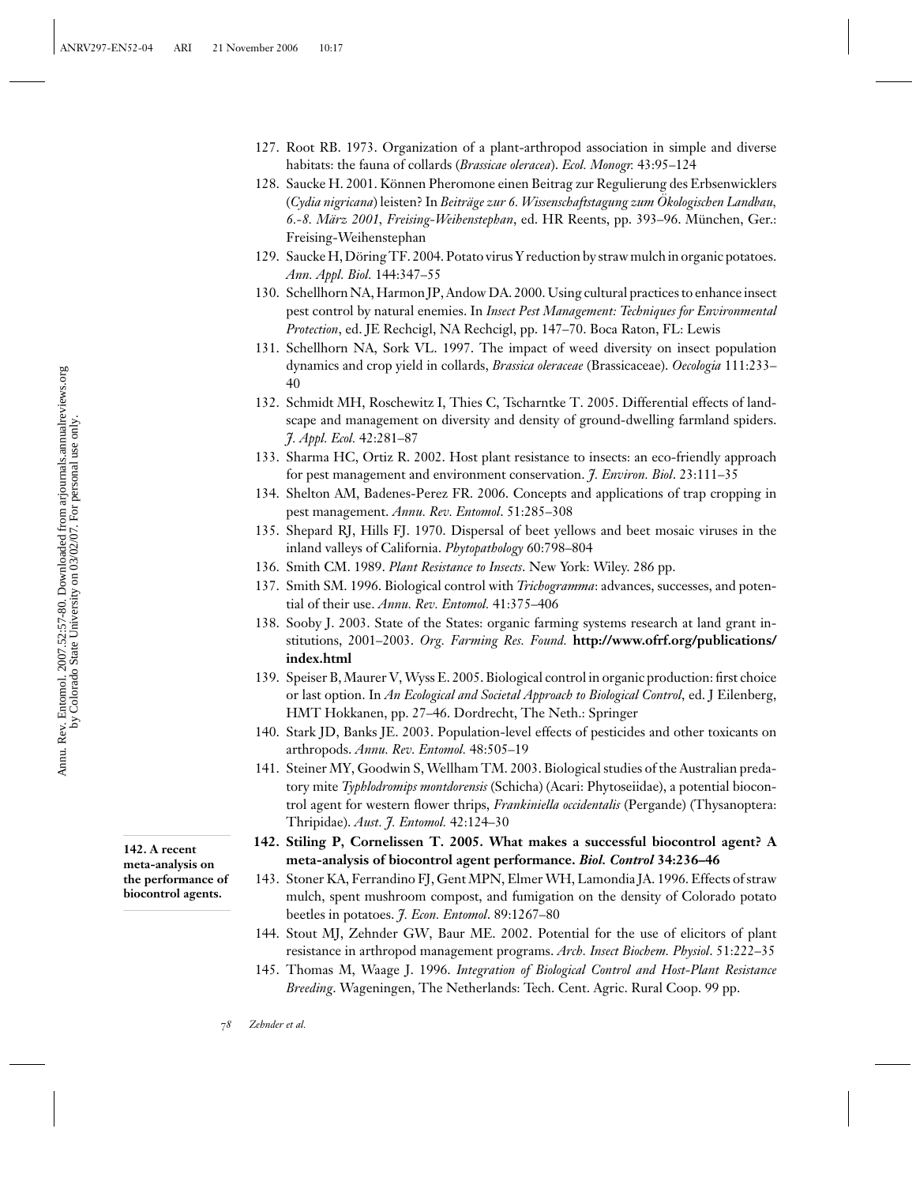127. Root RB. 1973. Organization of a plant-arthropod association in simple and diverse habitats: the fauna of collards (*Brassicae oleracea*). *Ecol. Monogr.* 43:95–124

128. Saucke H. 2001. Können Pheromone einen Beitrag zur Regulierung des Erbsenwicklers (*Cydia nigricana*) leisten? In *Beiträge zur 6. Wissenschaftstagung zum Ökologischen Landbau, 6.-8. März 2001, Freising-Weihenstephan*, ed. HR Reents, pp. 393–96. München, Ger.: Freising-Weihenstephan

129. Saucke H, Döring TF. 2004. Potato virus Y reduction by straw mulch in organic potatoes. *Ann. Appl. Biol.* 144:347–55

130. Schellhorn NA, Harmon JP, Andow DA. 2000. Using cultural practices to enhance insect pest control by natural enemies. In *Insect Pest Management: Techniques for Environmental Protection*, ed. JE Rechcigl, NA Rechcigl, pp. 147–70. Boca Raton, FL: Lewis

131. Schellhorn NA, Sork VL. 1997. The impact of weed diversity on insect population dynamics and crop yield in collards, *Brassica oleraceae* (Brassicaceae). *Oecologia* 111:233–40

132. Schmidt MH, Roschewitz I, Thies C, Tscharntke T. 2005. Differential effects of landscape and management on diversity and density of ground-dwelling farmland spiders. *J. Appl. Ecol.* 42:281–87

133. Sharma HC, Ortiz R. 2002. Host plant resistance to insects: an eco-friendly approach for pest management and environment conservation. *J. Environ. Biol*. 23:111–35

134. Shelton AM, Badenes-Perez FR. 2006. Concepts and applications of trap cropping in pest management. *Annu. Rev. Entomol*. 51:285–308

135. Shepard RJ, Hills FJ. 1970. Dispersal of beet yellows and beet mosaic viruses in the inland valleys of California. *Phytopathology* 60:798–804

136. Smith CM. 1989. *Plant Resistance to Insects*. New York: Wiley. 286 pp.

137. Smith SM. 1996. Biological control with *Trichogramma*: advances, successes, and potential of their use. *Annu. Rev. Entomol.* 41:375–406

138. Sooby J. 2003. State of the States: organic farming systems research at land grant institutions, 2001–2003. *Org. Farming Res. Found.* **http://www.ofrf.org/publications/index.html**

139. Speiser B, Maurer V, Wyss E. 2005. Biological control in organic production: first choice or last option. In *An Ecological and Societal Approach to Biological Control*, ed. J Eilenberg, HMT Hokkanen, pp. 27–46. Dordrecht, The Neth.: Springer

140. Stark JD, Banks JE. 2003. Population-level effects of pesticides and other toxicants on arthropods. *Annu. Rev. Entomol.* 48:505–19

141. Steiner MY, Goodwin S, Wellham TM. 2003. Biological studies of the Australian predatory mite *Typhlodromips montdorensis* (Schicha) (Acari: Phytoseiidae), a potential biocontrol agent for western flower thrips, *Frankiniella occidentalis* (Pergande) (Thysanoptera: Thripidae). *Aust. J. Entomol.* 42:124–30

142. **Stiling P, Cornelissen T. 2005. What makes a successful biocontrol agent? A meta-analysis of biocontrol agent performance. *Biol. Control* 34:236–46**

**142. A recent meta-analysis on the performance of biocontrol agents.**

143. Stoner KA, Ferrandino FJ, Gent MPN, Elmer WH, Lamondia JA. 1996. Effects of straw mulch, spent mushroom compost, and fumigation on the density of Colorado potato beetles in potatoes. *J. Econ. Entomol*. 89:1267–80

144. Stout MJ, Zehnder GW, Baur ME. 2002. Potential for the use of elicitors of plant resistance in arthropod management programs. *Arch. Insect Biochem. Physiol*. 51:222–35

145. Thomas M, Waage J. 1996. *Integration of Biological Control and Host-Plant Resistance Breeding*. Wageningen, The Netherlands: Tech. Cent. Agric. Rural Coop. 99 pp.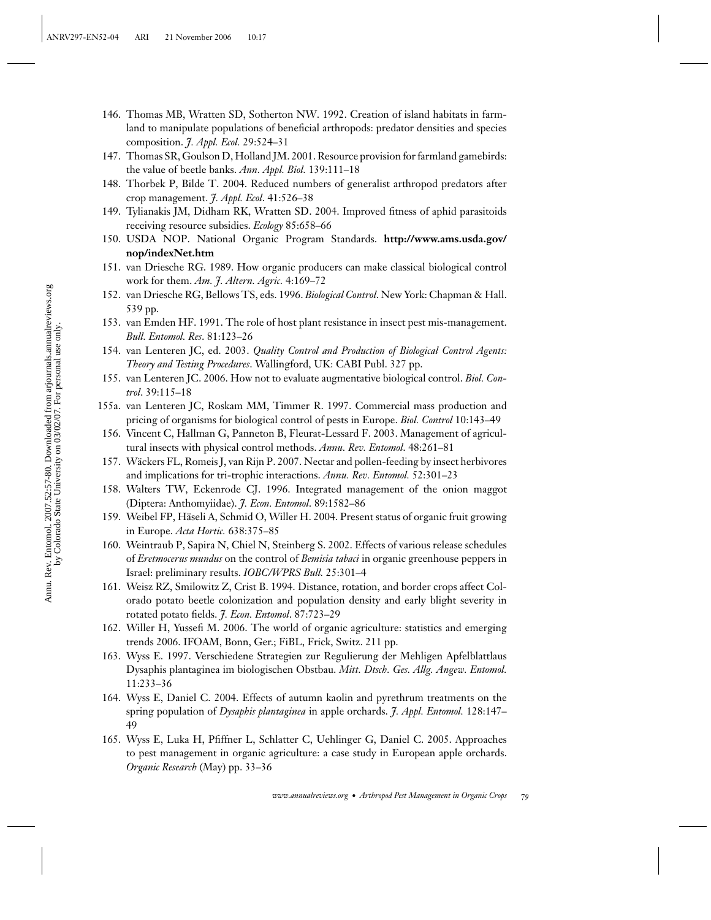146. Thomas MB, Wratten SD, Sotherton NW. 1992. Creation of island habitats in farmland to manipulate populations of beneficial arthropods: predator densities and species composition. *J. Appl. Ecol.* 29:524–31
147. Thomas SR, Goulson D, Holland JM. 2001. Resource provision for farmland gamebirds: the value of beetle banks. *Ann. Appl. Biol.* 139:111–18
148. Thorbek P, Bilde T. 2004. Reduced numbers of generalist arthropod predators after crop management. *J. Appl. Ecol*. 41:526–38
149. Tylianakis JM, Didham RK, Wratten SD. 2004. Improved fitness of aphid parasitoids receiving resource subsidies. *Ecology* 85:658–66
150. USDA NOP. National Organic Program Standards. **http://www.ams.usda.gov/nop/indexNet.htm**
151. van Driesche RG. 1989. How organic producers can make classical biological control work for them. *Am. J. Altern. Agric.* 4:169–72
152. van Driesche RG, Bellows TS, eds. 1996. *Biological Control*. New York: Chapman & Hall. 539 pp.
153. van Emden HF. 1991. The role of host plant resistance in insect pest mis-management. *Bull. Entomol. Res*. 81:123–26
154. van Lenteren JC, ed. 2003. *Quality Control and Production of Biological Control Agents: Theory and Testing Procedures*. Wallingford, UK: CABI Publ. 327 pp.
155. van Lenteren JC. 2006. How not to evaluate augmentative biological control. *Biol. Control*. 39:115–18

155a. van Lenteren JC, Roskam MM, Timmer R. 1997. Commercial mass production and pricing of organisms for biological control of pests in Europe. *Biol. Control* 10:143–49

156. Vincent C, Hallman G, Panneton B, Fleurat-Lessard F. 2003. Management of agricultural insects with physical control methods. *Annu. Rev. Entomol*. 48:261–81
157. Wäckers FL, Romeis J, van Rijn P. 2007. Nectar and pollen-feeding by insect herbivores and implications for tri-trophic interactions. *Annu. Rev. Entomol.* 52:301–23
158. Walters TW, Eckenrode CJ. 1996. Integrated management of the onion maggot (Diptera: Anthomyiidae). *J. Econ. Entomol*. 89:1582–86
159. Weibel FP, Häseli A, Schmid O, Willer H. 2004. Present status of organic fruit growing in Europe. *Acta Hortic.* 638:375–85
160. Weintraub P, Sapira N, Chiel N, Steinberg S. 2002. Effects of various release schedules of *Eretmocerus mundus* on the control of *Bemisia tabaci* in organic greenhouse peppers in Israel: preliminary results. *IOBC/WPRS Bull.* 25:301–4
161. Weisz RZ, Smilowitz Z, Crist B. 1994. Distance, rotation, and border crops affect Colorado potato beetle colonization and population density and early blight severity in rotated potato fields. *J. Econ. Entomol*. 87:723–29
162. Willer H, Yussefi M. 2006. The world of organic agriculture: statistics and emerging trends 2006. IFOAM, Bonn, Ger.; FiBL, Frick, Switz. 211 pp.
163. Wyss E. 1997. Verschiedene Strategien zur Regulierung der Mehligen Apfelblattlaus Dysaphis plantaginea im biologischen Obstbau. *Mitt. Dtsch. Ges. Allg. Angew. Entomol.* 11:233–36
164. Wyss E, Daniel C. 2004. Effects of autumn kaolin and pyrethrum treatments on the spring population of *Dysaphis plantaginea* in apple orchards. *J. Appl. Entomol.* 128:147–49
165. Wyss E, Luka H, Pfiffner L, Schlatter C, Uehlinger G, Daniel C. 2005. Approaches to pest management in organic agriculture: a case study in European apple orchards. *Organic Research* (May) pp. 33–36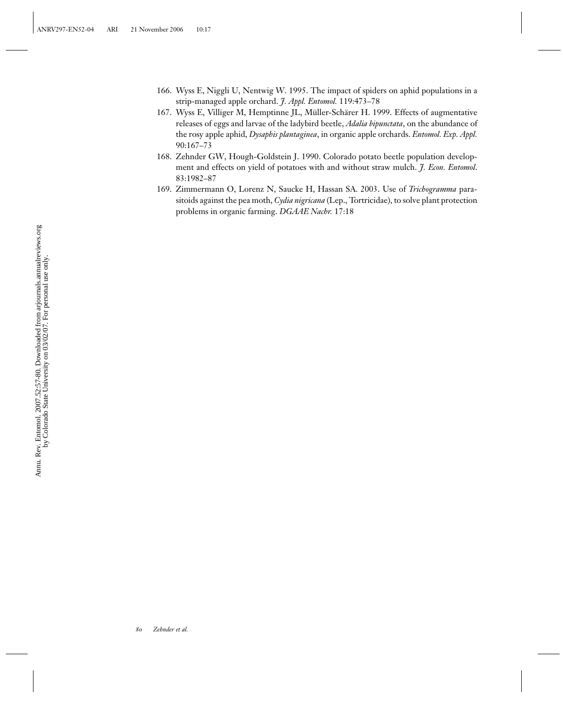166. Wyss E, Niggli U, Nentwig W. 1995. The impact of spiders on aphid populations in a strip-managed apple orchard. *J. Appl. Entomol.* 119:473–78
167. Wyss E, Villiger M, Hemptinne JL, Müller-Schärer H. 1999. Effects of augmentative releases of eggs and larvae of the ladybird beetle, *Adalia bipunctata*, on the abundance of the rosy apple aphid, *Dysaphis plantaginea*, in organic apple orchards. *Entomol. Exp. Appl.* 90:167–73
168. Zehnder GW, Hough-Goldstein J. 1990. Colorado potato beetle population development and effects on yield of potatoes with and without straw mulch. *J. Econ. Entomol*. 83:1982–87
169. Zimmermann O, Lorenz N, Saucke H, Hassan SA. 2003. Use of *Trichogramma* parasitoids against the pea moth, *Cydia nigricana* (Lep., Tortricidae), to solve plant protection problems in organic farming. *DGAAE Nachr.* 17:18